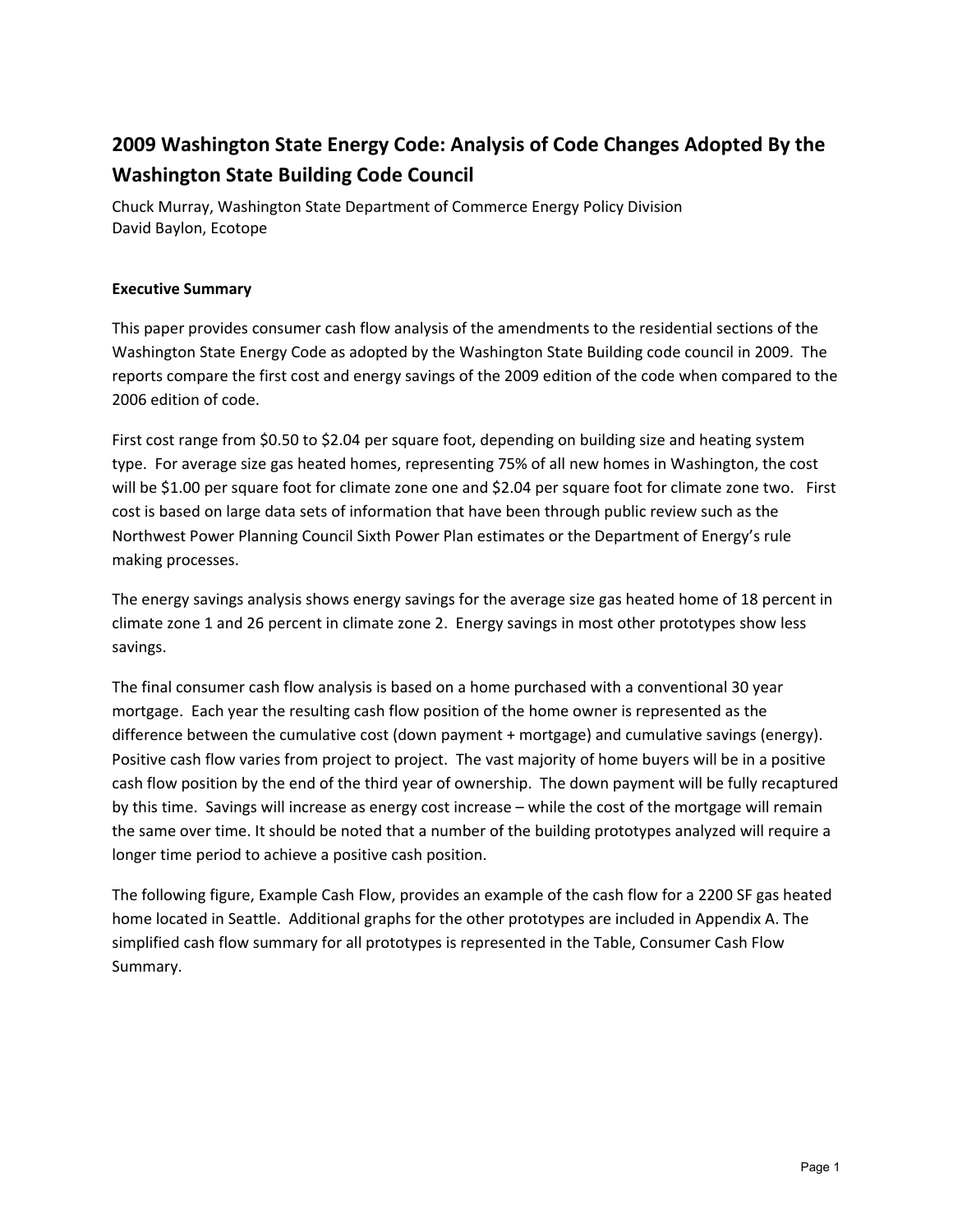# 2009 Washington State Energy Code: Analysis of Code Changes Adopted By the Washington State Building Code Council

Chuck Murray, Washington State Department of Commerce Energy Policy Division
David Baylon, Ecotope

**Executive Summary**

This paper provides consumer cash flow analysis of the amendments to the residential sections of the Washington State Energy Code as adopted by the Washington State Building code council in 2009. The reports compare the first cost and energy savings of the 2009 edition of the code when compared to the 2006 edition of code.

First cost range from $0.50 to $2.04 per square foot, depending on building size and heating system type. For average size gas heated homes, representing 75% of all new homes in Washington, the cost will be $1.00 per square foot for climate zone one and $2.04 per square foot for climate zone two. First cost is based on large data sets of information that have been through public review such as the Northwest Power Planning Council Sixth Power Plan estimates or the Department of Energy's rule making processes.

The energy savings analysis shows energy savings for the average size gas heated home of 18 percent in climate zone 1 and 26 percent in climate zone 2. Energy savings in most other prototypes show less savings.

The final consumer cash flow analysis is based on a home purchased with a conventional 30 year mortgage. Each year the resulting cash flow position of the home owner is represented as the difference between the cumulative cost (down payment + mortgage) and cumulative savings (energy). Positive cash flow varies from project to project. The vast majority of home buyers will be in a positive cash flow position by the end of the third year of ownership. The down payment will be fully recaptured by this time. Savings will increase as energy cost increase – while the cost of the mortgage will remain the same over time. It should be noted that a number of the building prototypes analyzed will require a longer time period to achieve a positive cash position.

The following figure, Example Cash Flow, provides an example of the cash flow for a 2200 SF gas heated home located in Seattle. Additional graphs for the other prototypes are included in Appendix A. The simplified cash flow summary for all prototypes is represented in the Table, Consumer Cash Flow Summary.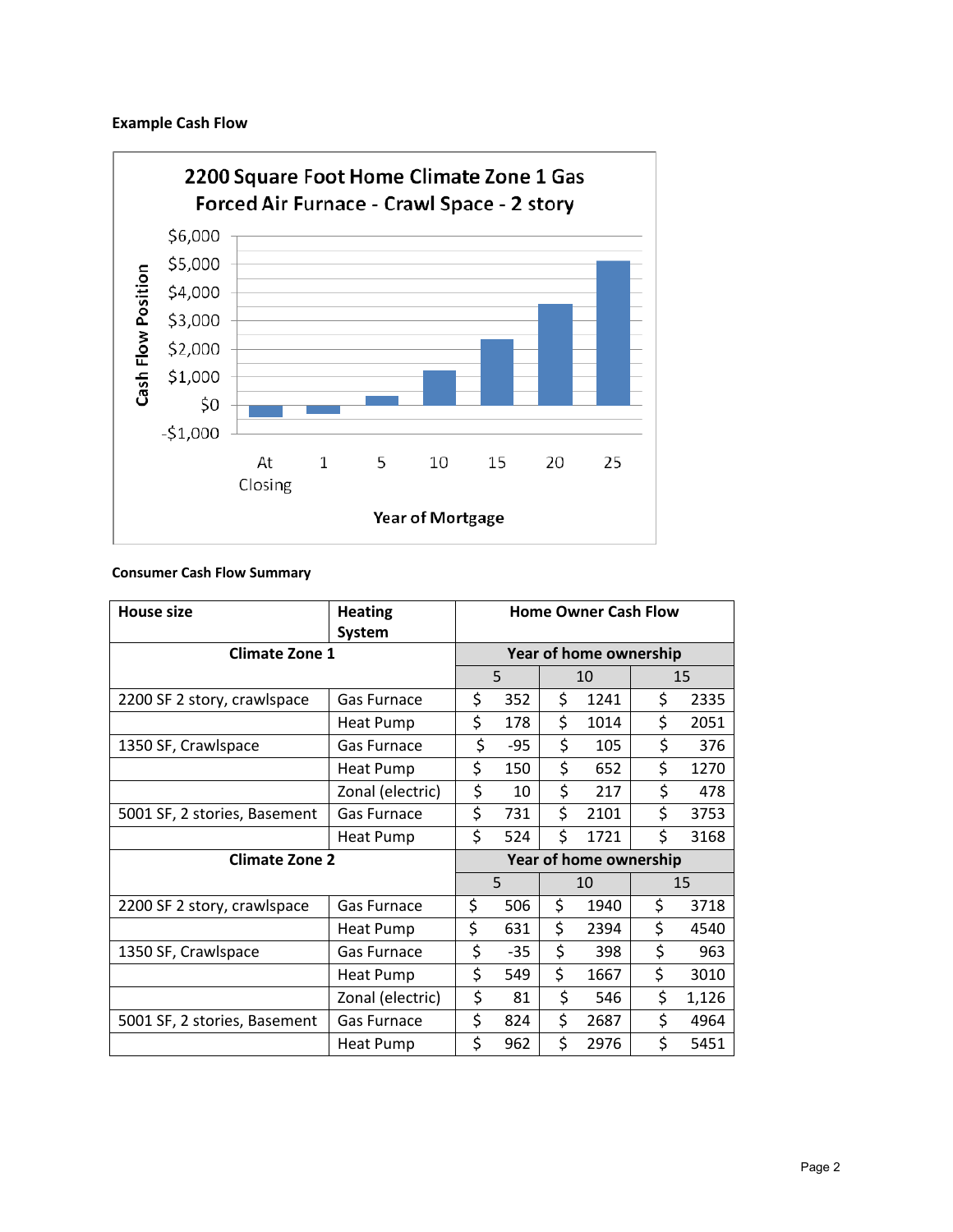**Example Cash Flow**

**Consumer Cash Flow Summary**

| House size | Heating System | Home Owner Cash Flow | | |
|---|---|---|---|---|
| **Climate Zone 1** | | **Year of home ownership** | | |
| | | 5 | 10 | 15 |
| 2200 SF 2 story, crawlspace | Gas Furnace | $ 352 | $ 1241 | $ 2335 |
| | Heat Pump | $ 178 | $ 1014 | $ 2051 |
| 1350 SF, Crawlspace | Gas Furnace | $ -95 | $ 105 | $ 376 |
| | Heat Pump | $ 150 | $ 652 | $ 1270 |
| | Zonal (electric) | $ 10 | $ 217 | $ 478 |
| 5001 SF, 2 stories, Basement | Gas Furnace | $ 731 | $ 2101 | $ 3753 |
| | Heat Pump | $ 524 | $ 1721 | $ 3168 |
| **Climate Zone 2** | | **Year of home ownership** | | |
| | | 5 | 10 | 15 |
| 2200 SF 2 story, crawlspace | Gas Furnace | $ 506 | $ 1940 | $ 3718 |
| | Heat Pump | $ 631 | $ 2394 | $ 4540 |
| 1350 SF, Crawlspace | Gas Furnace | $ -35 | $ 398 | $ 963 |
| | Heat Pump | $ 549 | $ 1667 | $ 3010 |
| | Zonal (electric) | $ 81 | $ 546 | $ 1,126 |
| 5001 SF, 2 stories, Basement | Gas Furnace | $ 824 | $ 2687 | $ 4964 |
| | Heat Pump | $ 962 | $ 2976 | $ 5451 |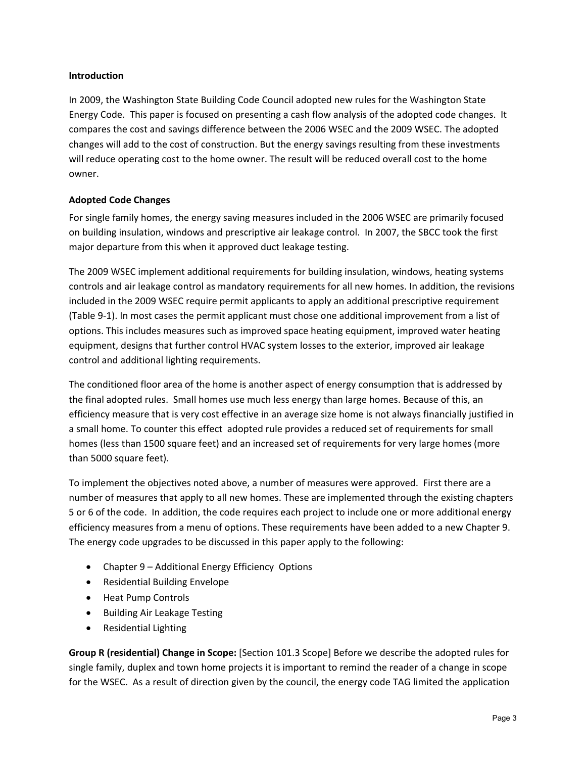**Introduction**

In 2009, the Washington State Building Code Council adopted new rules for the Washington State Energy Code. This paper is focused on presenting a cash flow analysis of the adopted code changes. It compares the cost and savings difference between the 2006 WSEC and the 2009 WSEC. The adopted changes will add to the cost of construction. But the energy savings resulting from these investments will reduce operating cost to the home owner. The result will be reduced overall cost to the home owner.

**Adopted Code Changes**

For single family homes, the energy saving measures included in the 2006 WSEC are primarily focused on building insulation, windows and prescriptive air leakage control. In 2007, the SBCC took the first major departure from this when it approved duct leakage testing.

The 2009 WSEC implement additional requirements for building insulation, windows, heating systems controls and air leakage control as mandatory requirements for all new homes. In addition, the revisions included in the 2009 WSEC require permit applicants to apply an additional prescriptive requirement (Table 9-1). In most cases the permit applicant must chose one additional improvement from a list of options. This includes measures such as improved space heating equipment, improved water heating equipment, designs that further control HVAC system losses to the exterior, improved air leakage control and additional lighting requirements.

The conditioned floor area of the home is another aspect of energy consumption that is addressed by the final adopted rules. Small homes use much less energy than large homes. Because of this, an efficiency measure that is very cost effective in an average size home is not always financially justified in a small home. To counter this effect adopted rule provides a reduced set of requirements for small homes (less than 1500 square feet) and an increased set of requirements for very large homes (more than 5000 square feet).

To implement the objectives noted above, a number of measures were approved. First there are a number of measures that apply to all new homes. These are implemented through the existing chapters 5 or 6 of the code. In addition, the code requires each project to include one or more additional energy efficiency measures from a menu of options. These requirements have been added to a new Chapter 9. The energy code upgrades to be discussed in this paper apply to the following:

- Chapter 9 – Additional Energy Efficiency Options
- Residential Building Envelope
- Heat Pump Controls
- Building Air Leakage Testing
- Residential Lighting

**Group R (residential) Change in Scope:** [Section 101.3 Scope] Before we describe the adopted rules for single family, duplex and town home projects it is important to remind the reader of a change in scope for the WSEC. As a result of direction given by the council, the energy code TAG limited the application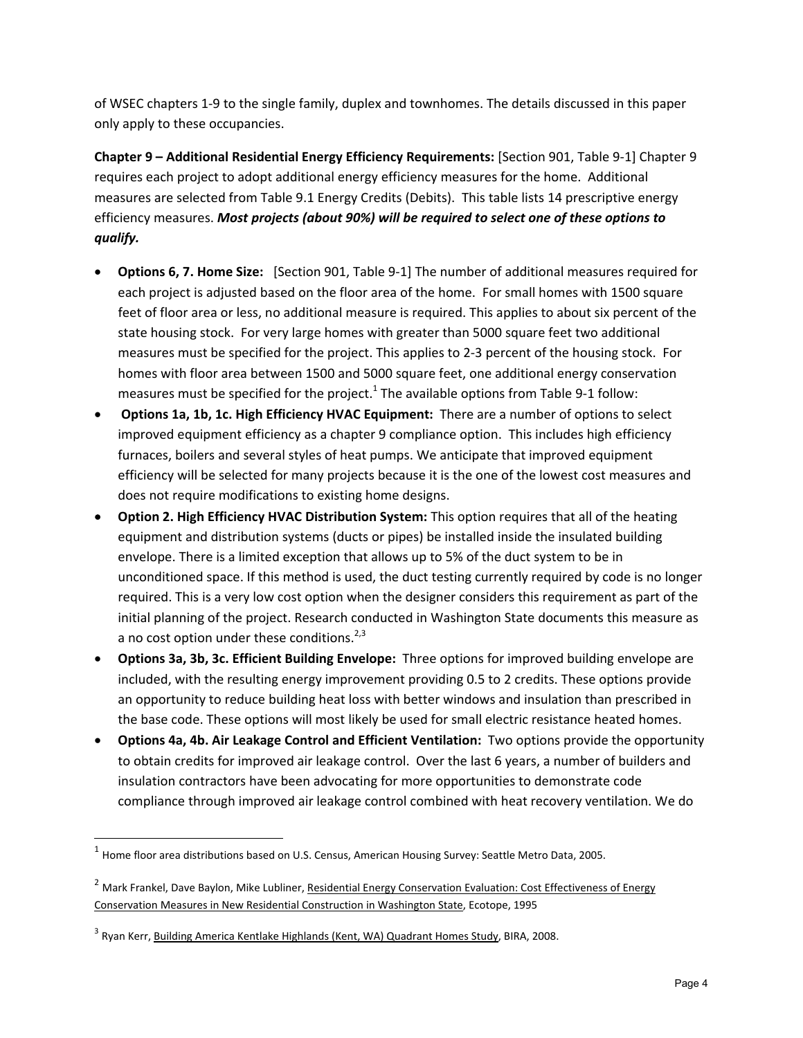of WSEC chapters 1-9 to the single family, duplex and townhomes. The details discussed in this paper only apply to these occupancies.

**Chapter 9 – Additional Residential Energy Efficiency Requirements:** [Section 901, Table 9-1] Chapter 9 requires each project to adopt additional energy efficiency measures for the home. Additional measures are selected from Table 9.1 Energy Credits (Debits). This table lists 14 prescriptive energy efficiency measures. ***Most projects (about 90%) will be required to select one of these options to qualify.***

- **Options 6, 7. Home Size:** [Section 901, Table 9-1] The number of additional measures required for each project is adjusted based on the floor area of the home. For small homes with 1500 square feet of floor area or less, no additional measure is required. This applies to about six percent of the state housing stock. For very large homes with greater than 5000 square feet two additional measures must be specified for the project. This applies to 2-3 percent of the housing stock. For homes with floor area between 1500 and 5000 square feet, one additional energy conservation measures must be specified for the project.[1] The available options from Table 9-1 follow:
- **Options 1a, 1b, 1c. High Efficiency HVAC Equipment:** There are a number of options to select improved equipment efficiency as a chapter 9 compliance option. This includes high efficiency furnaces, boilers and several styles of heat pumps. We anticipate that improved equipment efficiency will be selected for many projects because it is the one of the lowest cost measures and does not require modifications to existing home designs.
- **Option 2. High Efficiency HVAC Distribution System:** This option requires that all of the heating equipment and distribution systems (ducts or pipes) be installed inside the insulated building envelope. There is a limited exception that allows up to 5% of the duct system to be in unconditioned space. If this method is used, the duct testing currently required by code is no longer required. This is a very low cost option when the designer considers this requirement as part of the initial planning of the project. Research conducted in Washington State documents this measure as a no cost option under these conditions.[2,3]
- **Options 3a, 3b, 3c. Efficient Building Envelope:** Three options for improved building envelope are included, with the resulting energy improvement providing 0.5 to 2 credits. These options provide an opportunity to reduce building heat loss with better windows and insulation than prescribed in the base code. These options will most likely be used for small electric resistance heated homes.
- **Options 4a, 4b. Air Leakage Control and Efficient Ventilation:** Two options provide the opportunity to obtain credits for improved air leakage control. Over the last 6 years, a number of builders and insulation contractors have been advocating for more opportunities to demonstrate code compliance through improved air leakage control combined with heat recovery ventilation. We do

---

[1] Home floor area distributions based on U.S. Census, American Housing Survey: Seattle Metro Data, 2005.

[2] Mark Frankel, Dave Baylon, Mike Lubliner, Residential Energy Conservation Evaluation: Cost Effectiveness of Energy Conservation Measures in New Residential Construction in Washington State, Ecotope, 1995

[3] Ryan Kerr, Building America Kentlake Highlands (Kent, WA) Quadrant Homes Study, BIRA, 2008.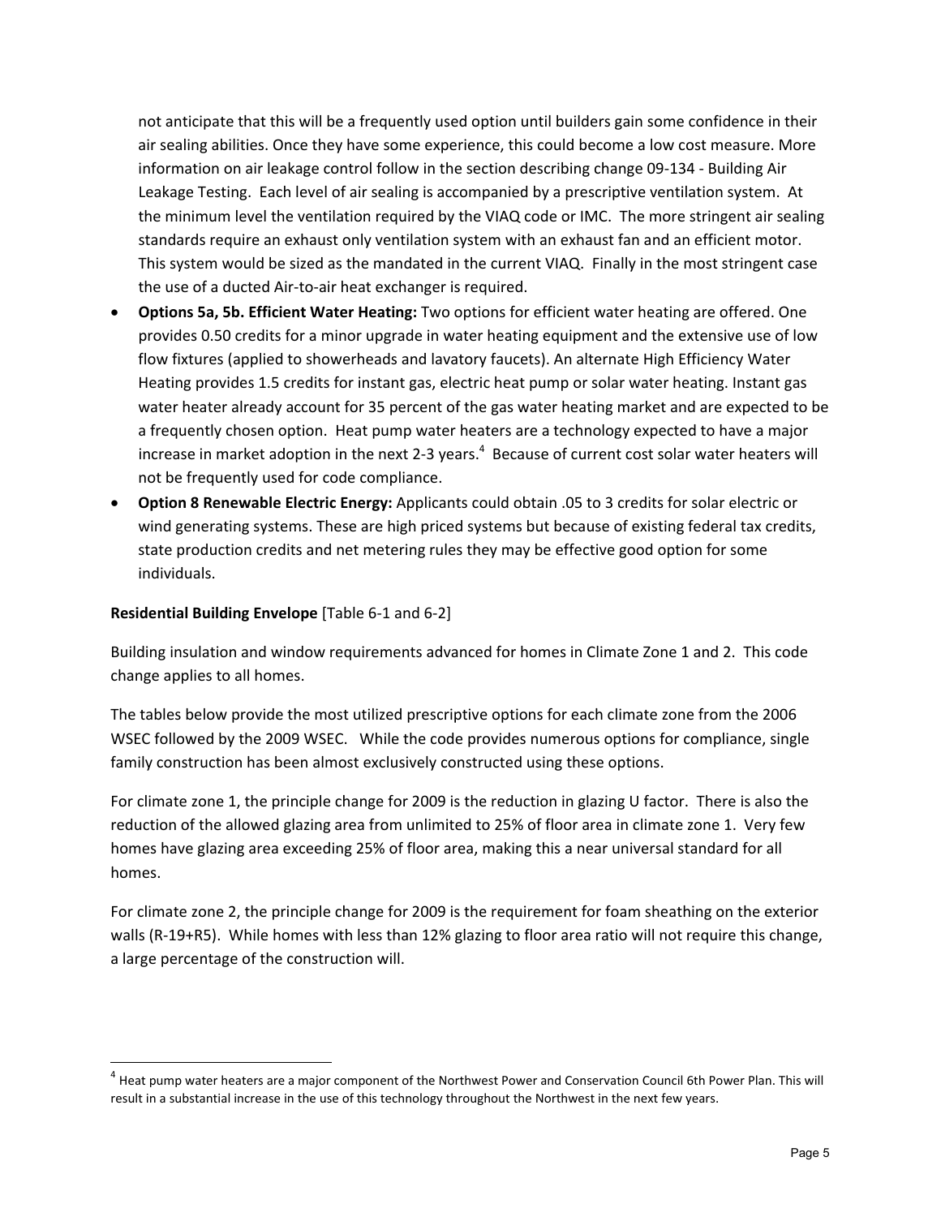not anticipate that this will be a frequently used option until builders gain some confidence in their air sealing abilities. Once they have some experience, this could become a low cost measure. More information on air leakage control follow in the section describing change 09-134 - Building Air Leakage Testing. Each level of air sealing is accompanied by a prescriptive ventilation system. At the minimum level the ventilation required by the VIAQ code or IMC. The more stringent air sealing standards require an exhaust only ventilation system with an exhaust fan and an efficient motor. This system would be sized as the mandated in the current VIAQ. Finally in the most stringent case the use of a ducted Air-to-air heat exchanger is required.

- **Options 5a, 5b. Efficient Water Heating:** Two options for efficient water heating are offered. One provides 0.50 credits for a minor upgrade in water heating equipment and the extensive use of low flow fixtures (applied to showerheads and lavatory faucets). An alternate High Efficiency Water Heating provides 1.5 credits for instant gas, electric heat pump or solar water heating. Instant gas water heater already account for 35 percent of the gas water heating market and are expected to be a frequently chosen option. Heat pump water heaters are a technology expected to have a major increase in market adoption in the next 2-3 years.[4] Because of current cost solar water heaters will not be frequently used for code compliance.
- **Option 8 Renewable Electric Energy:** Applicants could obtain .05 to 3 credits for solar electric or wind generating systems. These are high priced systems but because of existing federal tax credits, state production credits and net metering rules they may be effective good option for some individuals.

**Residential Building Envelope** [Table 6-1 and 6-2]

Building insulation and window requirements advanced for homes in Climate Zone 1 and 2. This code change applies to all homes.

The tables below provide the most utilized prescriptive options for each climate zone from the 2006 WSEC followed by the 2009 WSEC. While the code provides numerous options for compliance, single family construction has been almost exclusively constructed using these options.

For climate zone 1, the principle change for 2009 is the reduction in glazing U factor. There is also the reduction of the allowed glazing area from unlimited to 25% of floor area in climate zone 1. Very few homes have glazing area exceeding 25% of floor area, making this a near universal standard for all homes.

For climate zone 2, the principle change for 2009 is the requirement for foam sheathing on the exterior walls (R-19+R5). While homes with less than 12% glazing to floor area ratio will not require this change, a large percentage of the construction will.

---

[4] Heat pump water heaters are a major component of the Northwest Power and Conservation Council 6th Power Plan. This will result in a substantial increase in the use of this technology throughout the Northwest in the next few years.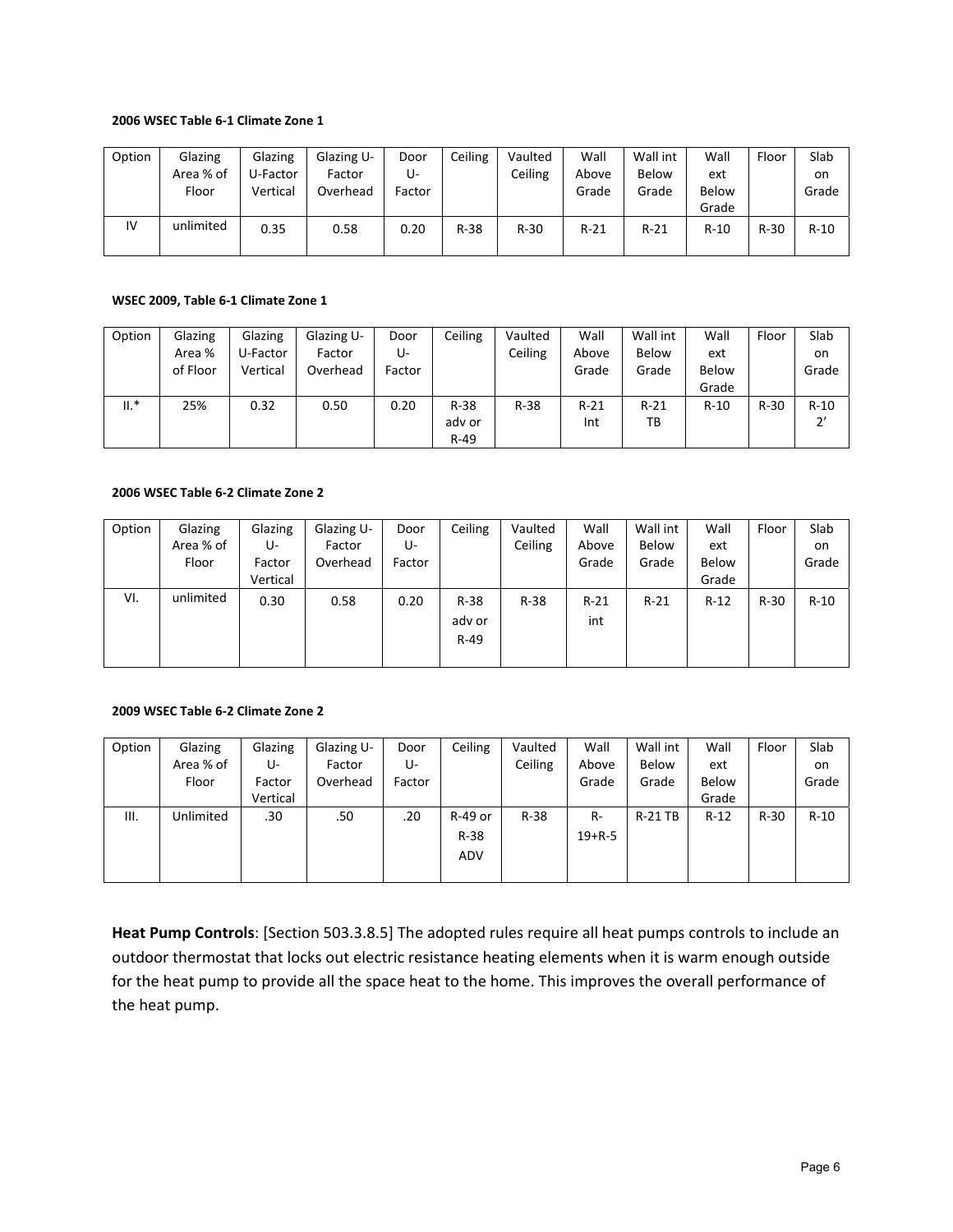**2006 WSEC Table 6-1 Climate Zone 1**

| Option | Glazing Area % of Floor | Glazing U-Factor Vertical | Glazing U-Factor Overhead | Door U-Factor | Ceiling | Vaulted Ceiling | Wall Above Grade | Wall int Below Grade | Wall ext Below Grade | Floor | Slab on Grade |
|---|---|---|---|---|---|---|---|---|---|---|---|
| IV | unlimited | 0.35 | 0.58 | 0.20 | R-38 | R-30 | R-21 | R-21 | R-10 | R-30 | R-10 |

**WSEC 2009, Table 6-1 Climate Zone 1**

| Option | Glazing Area % of Floor | Glazing U-Factor Vertical | Glazing U-Factor Overhead | Door U-Factor | Ceiling | Vaulted Ceiling | Wall Above Grade | Wall int Below Grade | Wall ext Below Grade | Floor | Slab on Grade |
|---|---|---|---|---|---|---|---|---|---|---|---|
| II.* | 25% | 0.32 | 0.50 | 0.20 | R-38 adv or R-49 | R-38 | R-21 Int | R-21 TB | R-10 | R-30 | R-10 2' |

**2006 WSEC Table 6-2 Climate Zone 2**

| Option | Glazing Area % of Floor | Glazing U-Factor Vertical | Glazing U-Factor Overhead | Door U-Factor | Ceiling | Vaulted Ceiling | Wall Above Grade | Wall int Below Grade | Wall ext Below Grade | Floor | Slab on Grade |
|---|---|---|---|---|---|---|---|---|---|---|---|
| VI. | unlimited | 0.30 | 0.58 | 0.20 | R-38 adv or R-49 | R-38 | R-21 int | R-21 | R-12 | R-30 | R-10 |

**2009 WSEC Table 6-2 Climate Zone 2**

| Option | Glazing Area % of Floor | Glazing U-Factor Vertical | Glazing U-Factor Overhead | Door U-Factor | Ceiling | Vaulted Ceiling | Wall Above Grade | Wall int Below Grade | Wall ext Below Grade | Floor | Slab on Grade |
|---|---|---|---|---|---|---|---|---|---|---|---|
| III. | Unlimited | .30 | .50 | .20 | R-49 or R-38 ADV | R-38 | R-19+R-5 | R-21 TB | R-12 | R-30 | R-10 |

**Heat Pump Controls**: [Section 503.3.8.5] The adopted rules require all heat pumps controls to include an outdoor thermostat that locks out electric resistance heating elements when it is warm enough outside for the heat pump to provide all the space heat to the home. This improves the overall performance of the heat pump.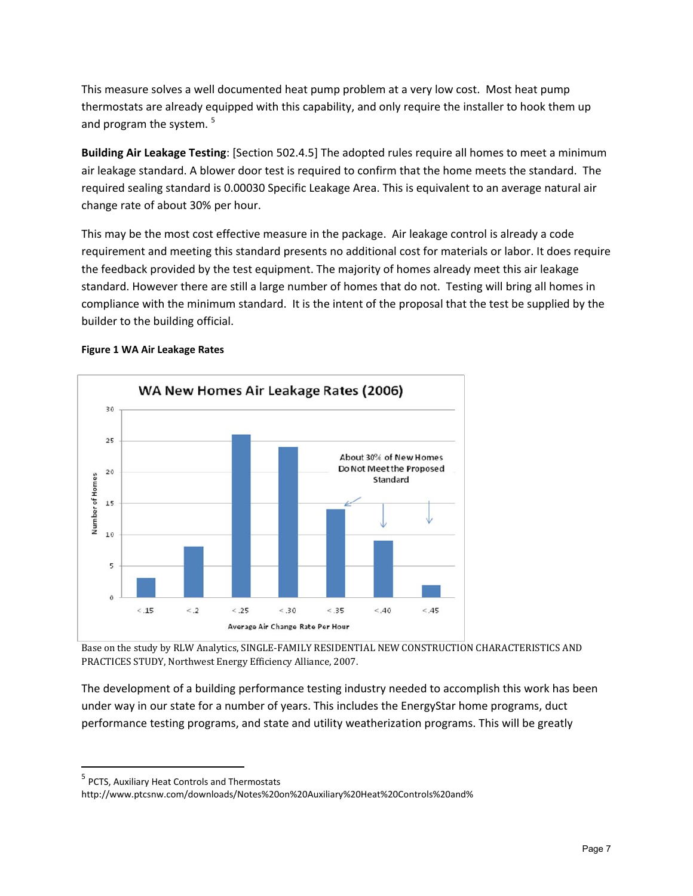This measure solves a well documented heat pump problem at a very low cost. Most heat pump thermostats are already equipped with this capability, and only require the installer to hook them up and program the system. [5]

**Building Air Leakage Testing**: [Section 502.4.5] The adopted rules require all homes to meet a minimum air leakage standard. A blower door test is required to confirm that the home meets the standard. The required sealing standard is 0.00030 Specific Leakage Area. This is equivalent to an average natural air change rate of about 30% per hour.

This may be the most cost effective measure in the package. Air leakage control is already a code requirement and meeting this standard presents no additional cost for materials or labor. It does require the feedback provided by the test equipment. The majority of homes already meet this air leakage standard. However there are still a large number of homes that do not. Testing will bring all homes in compliance with the minimum standard. It is the intent of the proposal that the test be supplied by the builder to the building official.

**Figure 1 WA Air Leakage Rates**

WA New Homes Air Leakage Rates (2006)

| Average Air Change Rate Per Hour | Number of Homes |
| --- | --- |
| <.15 | 3 |
| <.2 | 8 |
| <.25 | 26 |
| <.30 | 24 |
| <.35 | 14 |
| <.40 | 9 |
| <.45 | 2 |

About 30% of New Homes Do Not Meet the Proposed Standard

Base on the study by RLW Analytics, SINGLE-FAMILY RESIDENTIAL NEW CONSTRUCTION CHARACTERISTICS AND PRACTICES STUDY, Northwest Energy Efficiency Alliance, 2007.

The development of a building performance testing industry needed to accomplish this work has been under way in our state for a number of years. This includes the EnergyStar home programs, duct performance testing programs, and state and utility weatherization programs. This will be greatly

---

[5] PCTS, Auxiliary Heat Controls and Thermostats
http://www.ptcsnw.com/downloads/Notes%20on%20Auxiliary%20Heat%20Controls%20and%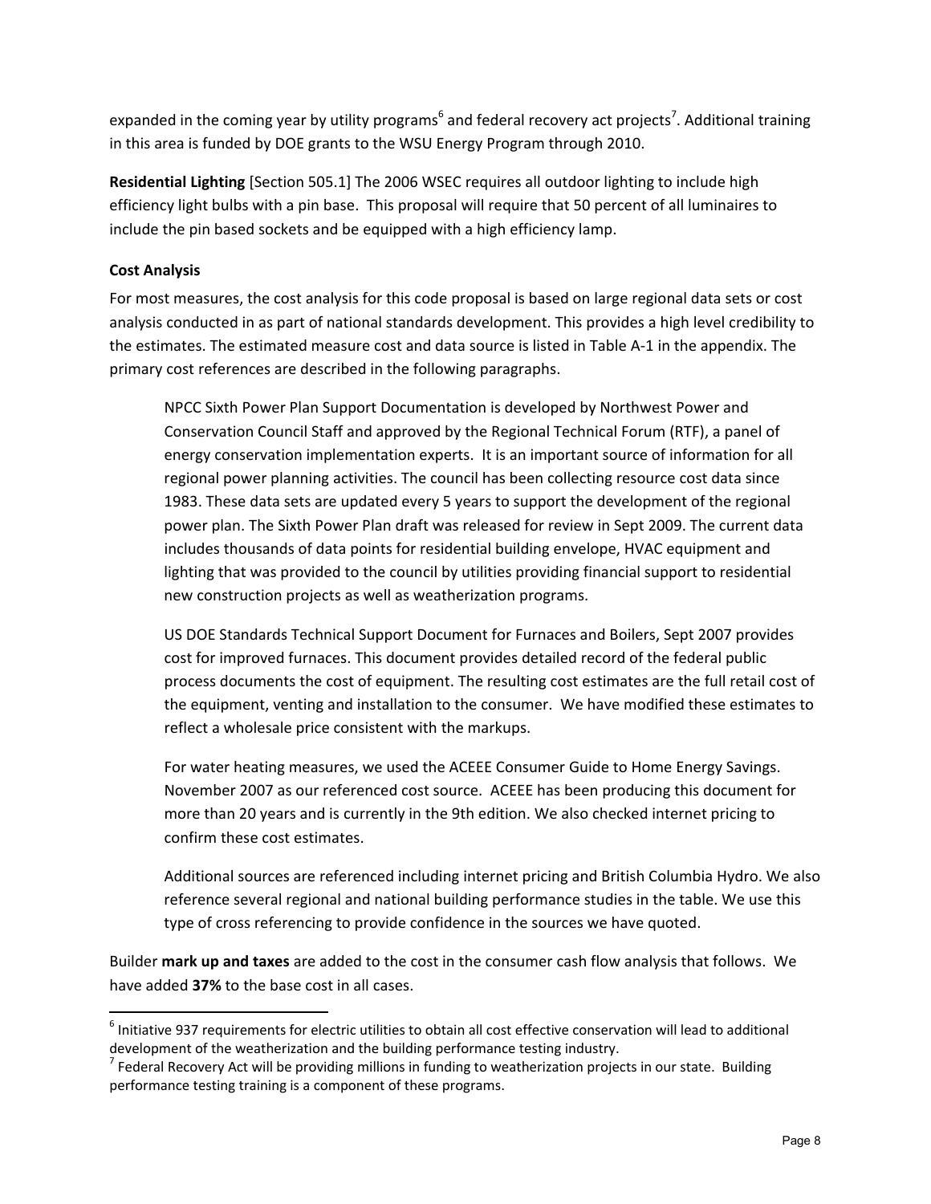expanded in the coming year by utility programs[6] and federal recovery act projects[7]. Additional training in this area is funded by DOE grants to the WSU Energy Program through 2010.

**Residential Lighting** [Section 505.1] The 2006 WSEC requires all outdoor lighting to include high efficiency light bulbs with a pin base. This proposal will require that 50 percent of all luminaires to include the pin based sockets and be equipped with a high efficiency lamp.

**Cost Analysis**

For most measures, the cost analysis for this code proposal is based on large regional data sets or cost analysis conducted in as part of national standards development. This provides a high level credibility to the estimates. The estimated measure cost and data source is listed in Table A-1 in the appendix. The primary cost references are described in the following paragraphs.

> NPCC Sixth Power Plan Support Documentation is developed by Northwest Power and Conservation Council Staff and approved by the Regional Technical Forum (RTF), a panel of energy conservation implementation experts. It is an important source of information for all regional power planning activities. The council has been collecting resource cost data since 1983. These data sets are updated every 5 years to support the development of the regional power plan. The Sixth Power Plan draft was released for review in Sept 2009. The current data includes thousands of data points for residential building envelope, HVAC equipment and lighting that was provided to the council by utilities providing financial support to residential new construction projects as well as weatherization programs.
>
> US DOE Standards Technical Support Document for Furnaces and Boilers, Sept 2007 provides cost for improved furnaces. This document provides detailed record of the federal public process documents the cost of equipment. The resulting cost estimates are the full retail cost of the equipment, venting and installation to the consumer. We have modified these estimates to reflect a wholesale price consistent with the markups.
>
> For water heating measures, we used the ACEEE Consumer Guide to Home Energy Savings. November 2007 as our referenced cost source. ACEEE has been producing this document for more than 20 years and is currently in the 9th edition. We also checked internet pricing to confirm these cost estimates.
>
> Additional sources are referenced including internet pricing and British Columbia Hydro. We also reference several regional and national building performance studies in the table. We use this type of cross referencing to provide confidence in the sources we have quoted.

Builder **mark up and taxes** are added to the cost in the consumer cash flow analysis that follows. We have added **37%** to the base cost in all cases.

---

[6] Initiative 937 requirements for electric utilities to obtain all cost effective conservation will lead to additional development of the weatherization and the building performance testing industry.

[7] Federal Recovery Act will be providing millions in funding to weatherization projects in our state. Building performance testing training is a component of these programs.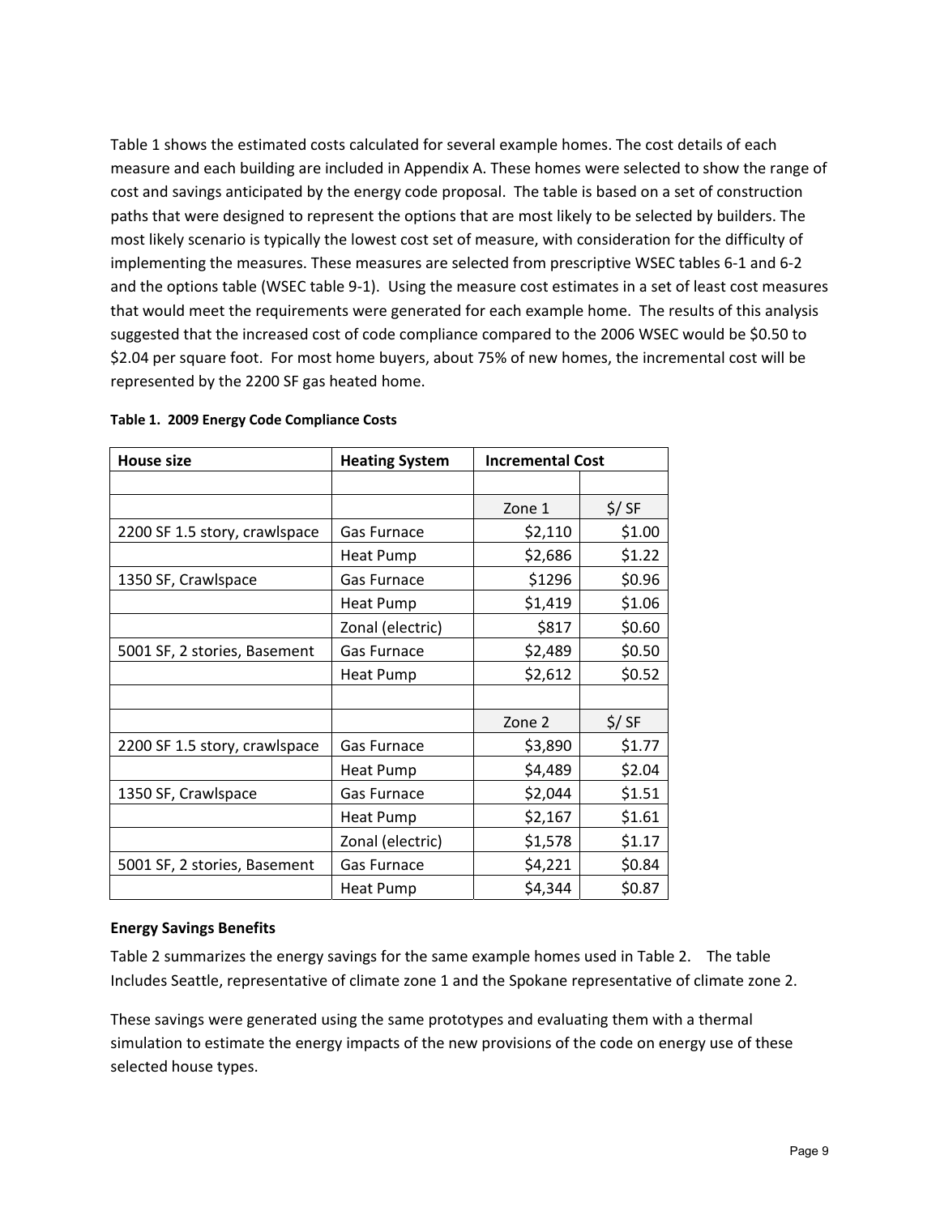Table 1 shows the estimated costs calculated for several example homes. The cost details of each measure and each building are included in Appendix A. These homes were selected to show the range of cost and savings anticipated by the energy code proposal. The table is based on a set of construction paths that were designed to represent the options that are most likely to be selected by builders. The most likely scenario is typically the lowest cost set of measure, with consideration for the difficulty of implementing the measures. These measures are selected from prescriptive WSEC tables 6-1 and 6-2 and the options table (WSEC table 9-1). Using the measure cost estimates in a set of least cost measures that would meet the requirements were generated for each example home. The results of this analysis suggested that the increased cost of code compliance compared to the 2006 WSEC would be $0.50 to $2.04 per square foot. For most home buyers, about 75% of new homes, the incremental cost will be represented by the 2200 SF gas heated home.

**Table 1. 2009 Energy Code Compliance Costs**

| House size | Heating System | Incremental Cost | |
|---|---|---|---|
| | | | |
| | | Zone 1 | $/ SF |
| 2200 SF 1.5 story, crawlspace | Gas Furnace | $2,110 | $1.00 |
| | Heat Pump | $2,686 | $1.22 |
| 1350 SF, Crawlspace | Gas Furnace | $1296 | $0.96 |
| | Heat Pump | $1,419 | $1.06 |
| | Zonal (electric) | $817 | $0.60 |
| 5001 SF, 2 stories, Basement | Gas Furnace | $2,489 | $0.50 |
| | Heat Pump | $2,612 | $0.52 |
| | | | |
| | | Zone 2 | $/ SF |
| 2200 SF 1.5 story, crawlspace | Gas Furnace | $3,890 | $1.77 |
| | Heat Pump | $4,489 | $2.04 |
| 1350 SF, Crawlspace | Gas Furnace | $2,044 | $1.51 |
| | Heat Pump | $2,167 | $1.61 |
| | Zonal (electric) | $1,578 | $1.17 |
| 5001 SF, 2 stories, Basement | Gas Furnace | $4,221 | $0.84 |
| | Heat Pump | $4,344 | $0.87 |

**Energy Savings Benefits**

Table 2 summarizes the energy savings for the same example homes used in Table 2. The table Includes Seattle, representative of climate zone 1 and the Spokane representative of climate zone 2.

These savings were generated using the same prototypes and evaluating them with a thermal simulation to estimate the energy impacts of the new provisions of the code on energy use of these selected house types.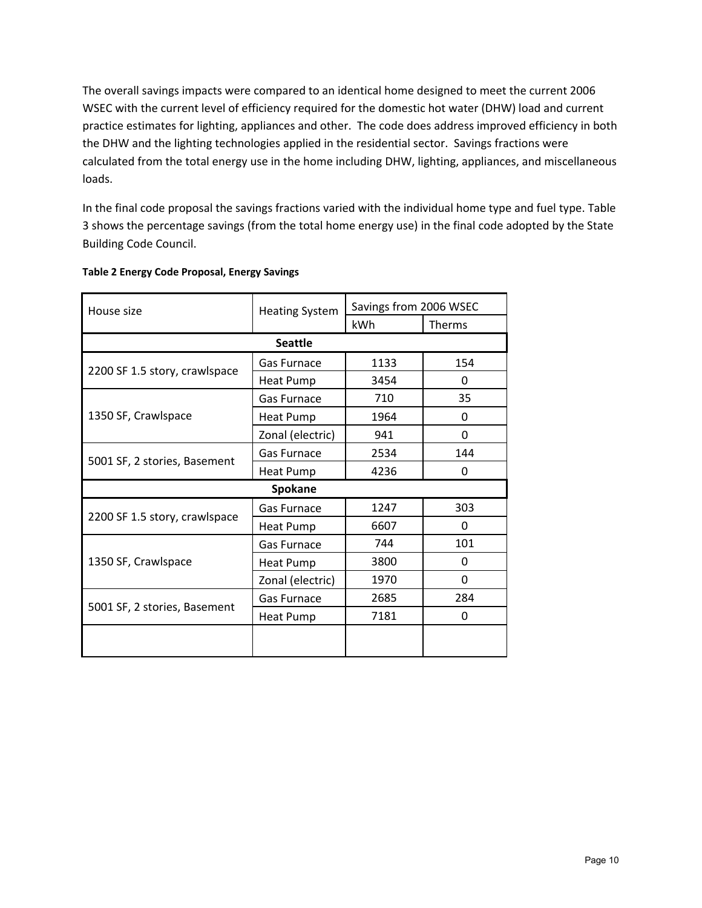The overall savings impacts were compared to an identical home designed to meet the current 2006 WSEC with the current level of efficiency required for the domestic hot water (DHW) load and current practice estimates for lighting, appliances and other. The code does address improved efficiency in both the DHW and the lighting technologies applied in the residential sector. Savings fractions were calculated from the total energy use in the home including DHW, lighting, appliances, and miscellaneous loads.

In the final code proposal the savings fractions varied with the individual home type and fuel type. Table 3 shows the percentage savings (from the total home energy use) in the final code adopted by the State Building Code Council.

**Table 2 Energy Code Proposal, Energy Savings**

| House size | Heating System | Savings from 2006 WSEC | |
|---|---|---|---|
| | | kWh | Therms |
| **Seattle** | | | |
| 2200 SF 1.5 story, crawlspace | Gas Furnace | 1133 | 154 |
| | Heat Pump | 3454 | 0 |
| 1350 SF, Crawlspace | Gas Furnace | 710 | 35 |
| | Heat Pump | 1964 | 0 |
| | Zonal (electric) | 941 | 0 |
| 5001 SF, 2 stories, Basement | Gas Furnace | 2534 | 144 |
| | Heat Pump | 4236 | 0 |
| **Spokane** | | | |
| 2200 SF 1.5 story, crawlspace | Gas Furnace | 1247 | 303 |
| | Heat Pump | 6607 | 0 |
| 1350 SF, Crawlspace | Gas Furnace | 744 | 101 |
| | Heat Pump | 3800 | 0 |
| | Zonal (electric) | 1970 | 0 |
| 5001 SF, 2 stories, Basement | Gas Furnace | 2685 | 284 |
| | Heat Pump | 7181 | 0 |
| | | | |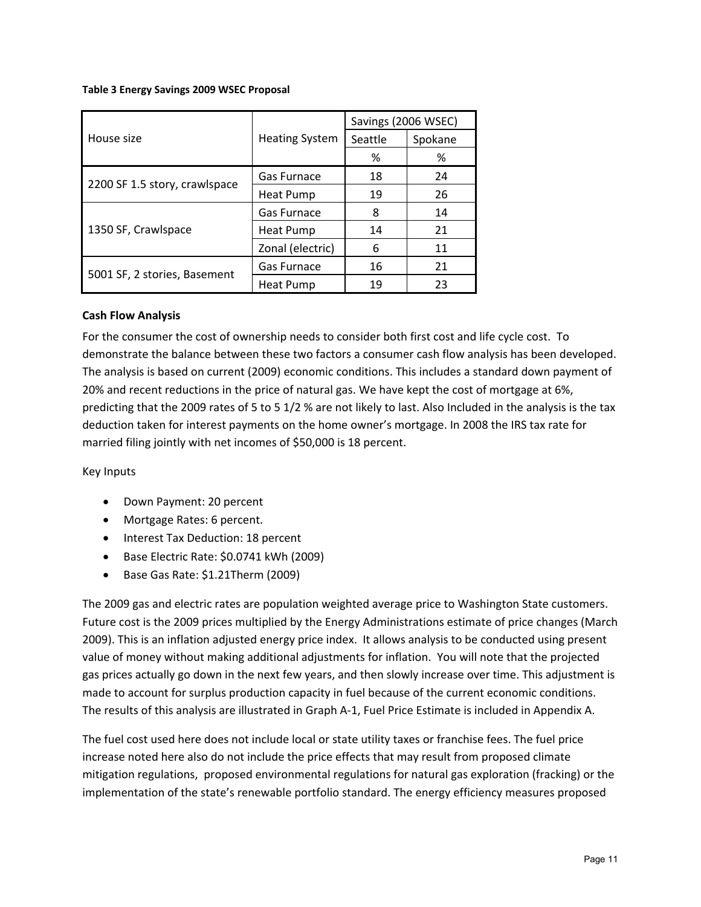**Table 3 Energy Savings 2009 WSEC Proposal**

| House size | Heating System | Savings (2006 WSEC) | |
|---|---|---|---|
| | | Seattle | Spokane |
| | | % | % |
| 2200 SF 1.5 story, crawlspace | Gas Furnace | 18 | 24 |
| | Heat Pump | 19 | 26 |
| 1350 SF, Crawlspace | Gas Furnace | 8 | 14 |
| | Heat Pump | 14 | 21 |
| | Zonal (electric) | 6 | 11 |
| 5001 SF, 2 stories, Basement | Gas Furnace | 16 | 21 |
| | Heat Pump | 19 | 23 |

**Cash Flow Analysis**

For the consumer the cost of ownership needs to consider both first cost and life cycle cost. To demonstrate the balance between these two factors a consumer cash flow analysis has been developed. The analysis is based on current (2009) economic conditions. This includes a standard down payment of 20% and recent reductions in the price of natural gas. We have kept the cost of mortgage at 6%, predicting that the 2009 rates of 5 to 5 1/2 % are not likely to last. Also Included in the analysis is the tax deduction taken for interest payments on the home owner's mortgage. In 2008 the IRS tax rate for married filing jointly with net incomes of $50,000 is 18 percent.

Key Inputs

- Down Payment: 20 percent
- Mortgage Rates: 6 percent.
- Interest Tax Deduction: 18 percent
- Base Electric Rate: $0.0741 kWh (2009)
- Base Gas Rate: $1.21Therm (2009)

The 2009 gas and electric rates are population weighted average price to Washington State customers. Future cost is the 2009 prices multiplied by the Energy Administrations estimate of price changes (March 2009). This is an inflation adjusted energy price index. It allows analysis to be conducted using present value of money without making additional adjustments for inflation. You will note that the projected gas prices actually go down in the next few years, and then slowly increase over time. This adjustment is made to account for surplus production capacity in fuel because of the current economic conditions. The results of this analysis are illustrated in Graph A-1, Fuel Price Estimate is included in Appendix A.

The fuel cost used here does not include local or state utility taxes or franchise fees. The fuel price increase noted here also do not include the price effects that may result from proposed climate mitigation regulations, proposed environmental regulations for natural gas exploration (fracking) or the implementation of the state's renewable portfolio standard. The energy efficiency measures proposed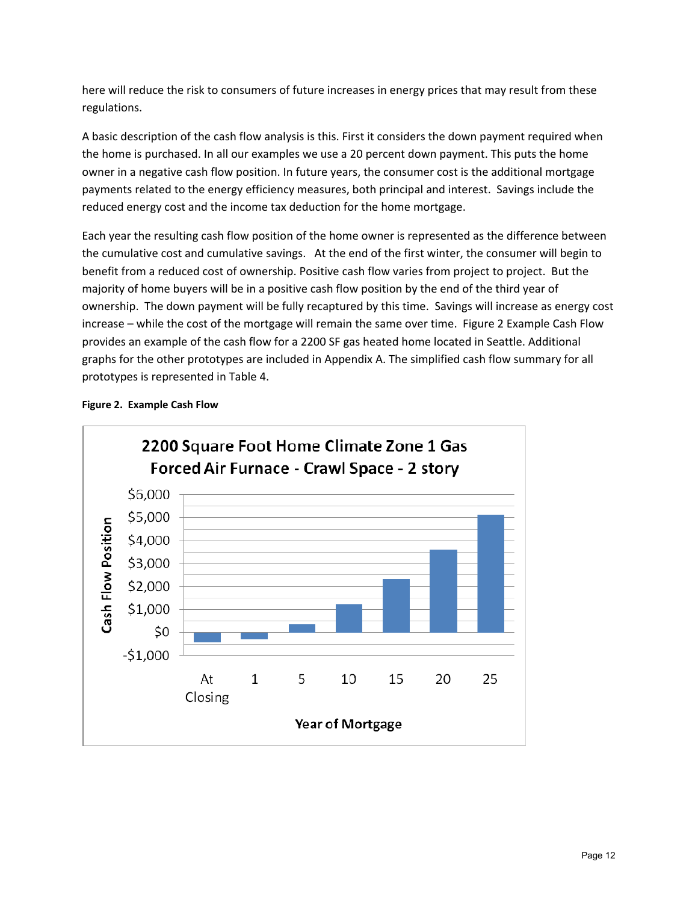here will reduce the risk to consumers of future increases in energy prices that may result from these regulations.

A basic description of the cash flow analysis is this. First it considers the down payment required when the home is purchased. In all our examples we use a 20 percent down payment. This puts the home owner in a negative cash flow position. In future years, the consumer cost is the additional mortgage payments related to the energy efficiency measures, both principal and interest. Savings include the reduced energy cost and the income tax deduction for the home mortgage.

Each year the resulting cash flow position of the home owner is represented as the difference between the cumulative cost and cumulative savings. At the end of the first winter, the consumer will begin to benefit from a reduced cost of ownership. Positive cash flow varies from project to project. But the majority of home buyers will be in a positive cash flow position by the end of the third year of ownership. The down payment will be fully recaptured by this time. Savings will increase as energy cost increase – while the cost of the mortgage will remain the same over time. Figure 2 Example Cash Flow provides an example of the cash flow for a 2200 SF gas heated home located in Seattle. Additional graphs for the other prototypes are included in Appendix A. The simplified cash flow summary for all prototypes is represented in Table 4.

**Figure 2. Example Cash Flow**

2200 Square Foot Home Climate Zone 1 Gas Forced Air Furnace - Crawl Space - 2 story

Cash Flow Position: -$1,000, $0, $1,000, $2,000, $3,000, $4,000, $5,000, $6,000

Year of Mortgage: At Closing, 1, 5, 10, 15, 20, 25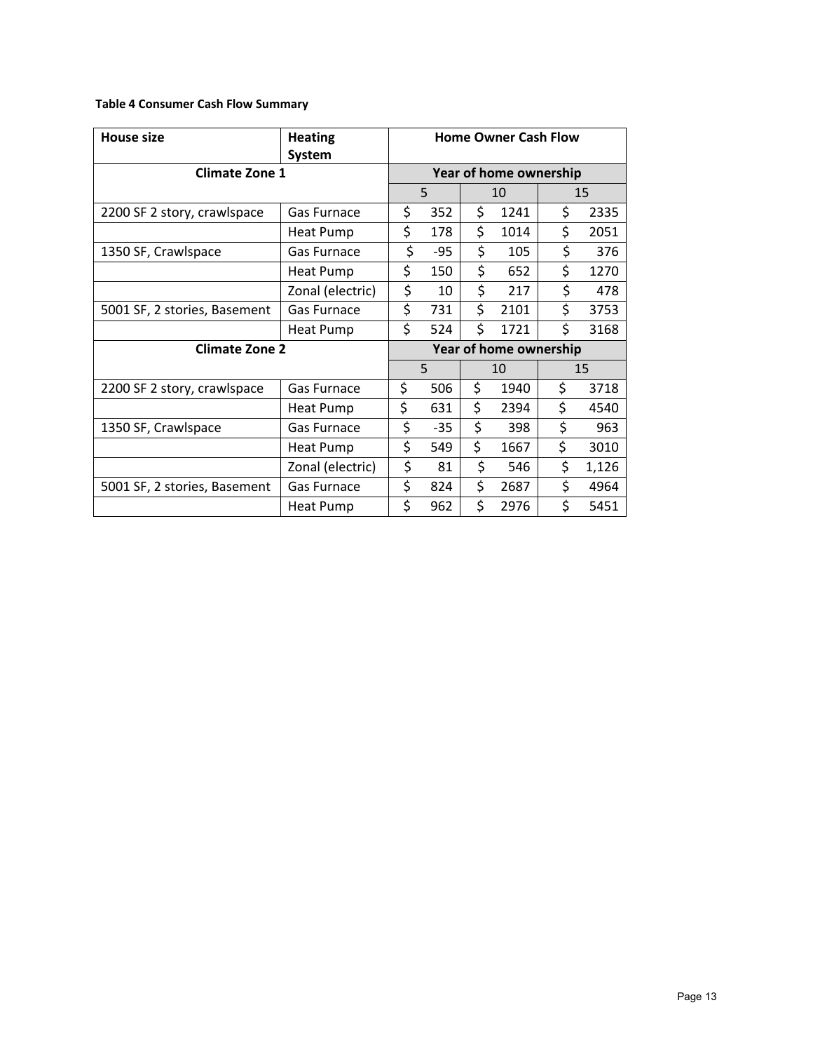**Table 4 Consumer Cash Flow Summary**

| House size | Heating System | Home Owner Cash Flow | | |
|---|---|---|---|---|
| **Climate Zone 1** | | **Year of home ownership** | | |
| | | 5 | 10 | 15 |
| 2200 SF 2 story, crawlspace | Gas Furnace | $ 352 | $ 1241 | $ 2335 |
| | Heat Pump | $ 178 | $ 1014 | $ 2051 |
| 1350 SF, Crawlspace | Gas Furnace | $ -95 | $ 105 | $ 376 |
| | Heat Pump | $ 150 | $ 652 | $ 1270 |
| | Zonal (electric) | $ 10 | $ 217 | $ 478 |
| 5001 SF, 2 stories, Basement | Gas Furnace | $ 731 | $ 2101 | $ 3753 |
| | Heat Pump | $ 524 | $ 1721 | $ 3168 |
| **Climate Zone 2** | | **Year of home ownership** | | |
| | | 5 | 10 | 15 |
| 2200 SF 2 story, crawlspace | Gas Furnace | $ 506 | $ 1940 | $ 3718 |
| | Heat Pump | $ 631 | $ 2394 | $ 4540 |
| 1350 SF, Crawlspace | Gas Furnace | $ -35 | $ 398 | $ 963 |
| | Heat Pump | $ 549 | $ 1667 | $ 3010 |
| | Zonal (electric) | $ 81 | $ 546 | $ 1,126 |
| 5001 SF, 2 stories, Basement | Gas Furnace | $ 824 | $ 2687 | $ 4964 |
| | Heat Pump | $ 962 | $ 2976 | $ 5451 |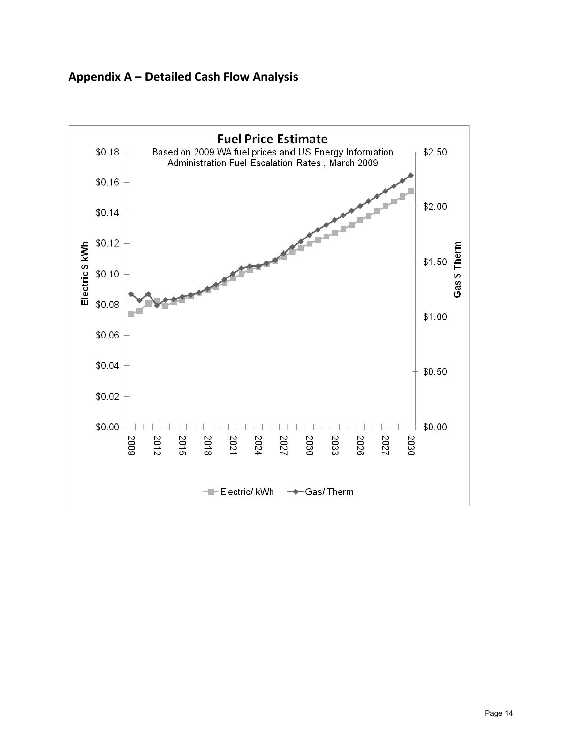## Appendix A – Detailed Cash Flow Analysis

**Fuel Price Estimate**

Based on 2009 WA fuel prices and US Energy Information Administration Fuel Escalation Rates , March 2009

Electric $ kWh: $0.00, $0.02, $0.04, $0.06, $0.08, $0.10, $0.12, $0.14, $0.16, $0.18

Gas $ Therm: $0.00, $0.50, $1.00, $1.50, $2.00, $2.50

2009, 2012, 2015, 2018, 2021, 2024, 2027, 2030, 2033, 2026, 2027, 2030

Electric/ kWh — Gas/ Therm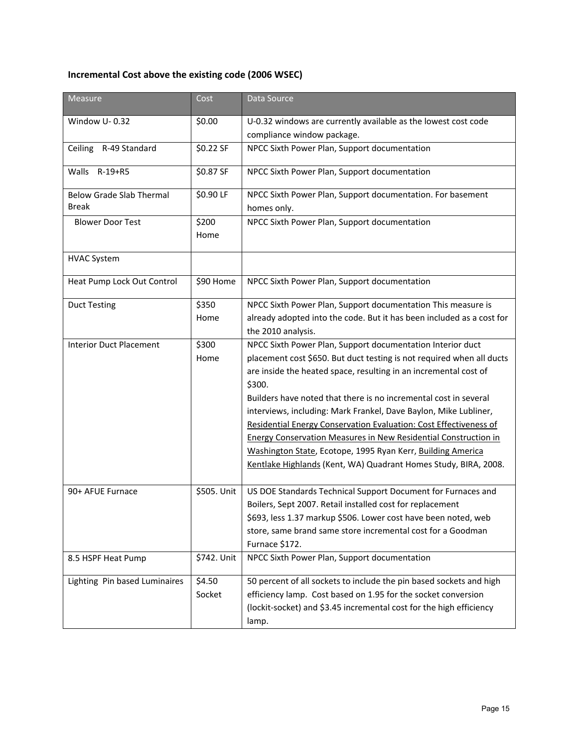**Incremental Cost above the existing code (2006 WSEC)**

| Measure | Cost | Data Source |
|---|---|---|
| Window U- 0.32 | $0.00 | U-0.32 windows are currently available as the lowest cost code compliance window package. |
| Ceiling R-49 Standard | $0.22 SF | NPCC Sixth Power Plan, Support documentation |
| Walls R-19+R5 | $0.87 SF | NPCC Sixth Power Plan, Support documentation |
| Below Grade Slab Thermal Break | $0.90 LF | NPCC Sixth Power Plan, Support documentation. For basement homes only. |
| Blower Door Test | $200 Home | NPCC Sixth Power Plan, Support documentation |
| HVAC System | | |
| Heat Pump Lock Out Control | $90 Home | NPCC Sixth Power Plan, Support documentation |
| Duct Testing | $350 Home | NPCC Sixth Power Plan, Support documentation This measure is already adopted into the code. But it has been included as a cost for the 2010 analysis. |
| Interior Duct Placement | $300 Home | NPCC Sixth Power Plan, Support documentation Interior duct placement cost $650. But duct testing is not required when all ducts are inside the heated space, resulting in an incremental cost of $300. Builders have noted that there is no incremental cost in several interviews, including: Mark Frankel, Dave Baylon, Mike Lubliner, Residential Energy Conservation Evaluation: Cost Effectiveness of Energy Conservation Measures in New Residential Construction in Washington State, Ecotope, 1995 Ryan Kerr, Building America Kentlake Highlands (Kent, WA) Quadrant Homes Study, BIRA, 2008. |
| 90+ AFUE Furnace | $505. Unit | US DOE Standards Technical Support Document for Furnaces and Boilers, Sept 2007. Retail installed cost for replacement $693, less 1.37 markup $506. Lower cost have been noted, web store, same brand same store incremental cost for a Goodman Furnace $172. |
| 8.5 HSPF Heat Pump | $742. Unit | NPCC Sixth Power Plan, Support documentation |
| Lighting Pin based Luminaires | $4.50 Socket | 50 percent of all sockets to include the pin based sockets and high efficiency lamp. Cost based on 1.95 for the socket conversion (lockit-socket) and $3.45 incremental cost for the high efficiency lamp. |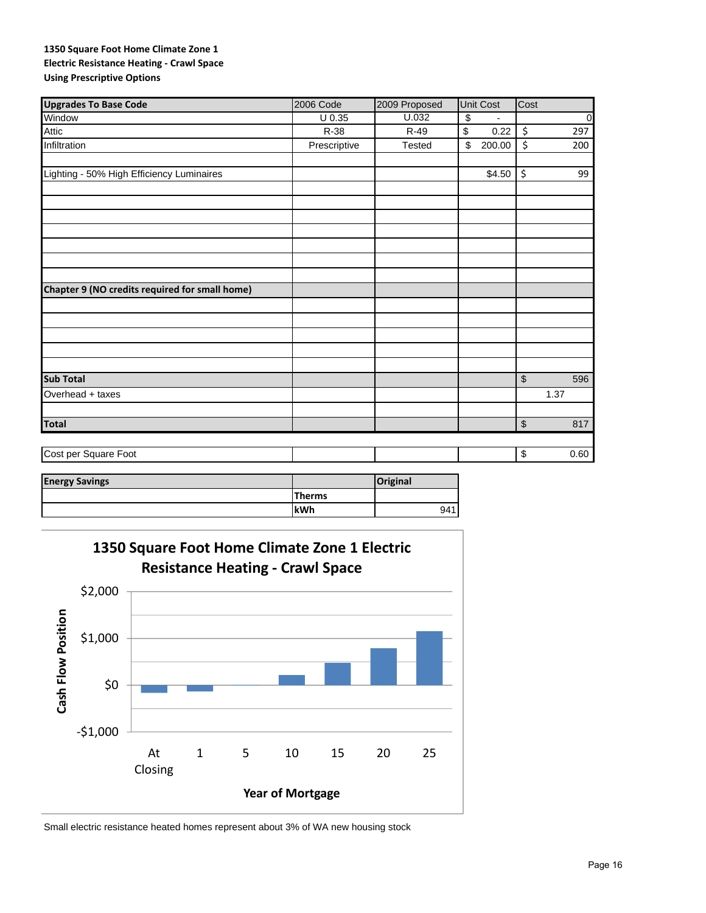**1350 Square Foot Home Climate Zone 1**
**Electric Resistance Heating - Crawl Space**
**Using Prescriptive Options**

| **Upgrades To Base Code** | 2006 Code | 2009 Proposed | Unit Cost | Cost |
|---|---|---|---|---|
| Window | U 0.35 | U.032 | $ - | 0 |
| Attic | R-38 | R-49 | $ 0.22 | $ 297 |
| Infiltration | Prescriptive | Tested | $ 200.00 | $ 200 |
| | | | | |
| Lighting - 50% High Efficiency Luminaires | | | $4.50 | $ 99 |
| | | | | |
| | | | | |
| | | | | |
| | | | | |
| | | | | |
| | | | | |
| | | | | |
| **Chapter 9 (NO credits required for small home)** | | | | |
| | | | | |
| | | | | |
| | | | | |
| | | | | |
| | | | | |
| **Sub Total** | | | | $ 596 |
| Overhead + taxes | | | | 1.37 |
| | | | | |
| **Total** | | | | $ 817 |
| | | | | |
| Cost per Square Foot | | | | $ 0.60 |

| **Energy Savings** | | **Original** |
|---|---|---|
| | **Therms** | |
| | **kWh** | 941 |

**1350 Square Foot Home Climate Zone 1 Electric Resistance Heating - Crawl Space**

(Chart: Cash Flow Position vs. Year of Mortgage — At Closing, 1, 5, 10, 15, 20, 25; axis from -$1,000 to $2,000)

Small electric resistance heated homes represent about 3% of WA new housing stock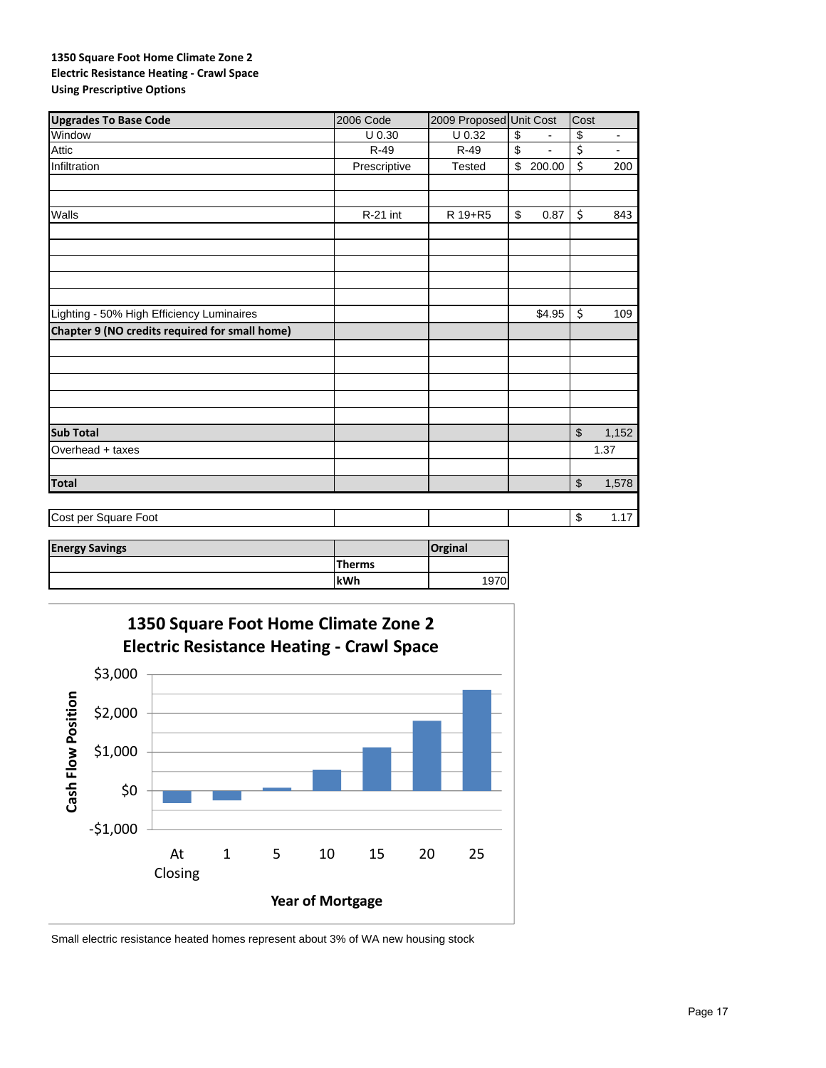**1350 Square Foot Home Climate Zone 2**
**Electric Resistance Heating - Crawl Space**
**Using Prescriptive Options**

| **Upgrades To Base Code** | 2006 Code | 2009 Proposed | Unit Cost | Cost |
|---|---|---|---|---|
| Window | U 0.30 | U 0.32 | $ - | $ - |
| Attic | R-49 | R-49 | $ - | $ - |
| Infiltration | Prescriptive | Tested | $ 200.00 | $ 200 |
| | | | | |
| | | | | |
| Walls | R-21 int | R 19+R5 | $ 0.87 | $ 843 |
| | | | | |
| | | | | |
| | | | | |
| | | | | |
| | | | | |
| Lighting - 50% High Efficiency Luminaires | | | $4.95 | $ 109 |
| **Chapter 9 (NO credits required for small home)** | | | | |
| | | | | |
| | | | | |
| | | | | |
| | | | | |
| | | | | |
| **Sub Total** | | | | $ 1,152 |
| Overhead + taxes | | | | 1.37 |
| | | | | |
| **Total** | | | | $ 1,578 |
| | | | | |
| Cost per Square Foot | | | | $ 1.17 |

| **Energy Savings** | | **Orginal** |
|---|---|---|
| | **Therms** | |
| | **kWh** | 1970 |

**1350 Square Foot Home Climate Zone 2**
**Electric Resistance Heating - Crawl Space**

Cash Flow Position vs. Year of Mortgage (At Closing, 1, 5, 10, 15, 20, 25)

Small electric resistance heated homes represent about 3% of WA new housing stock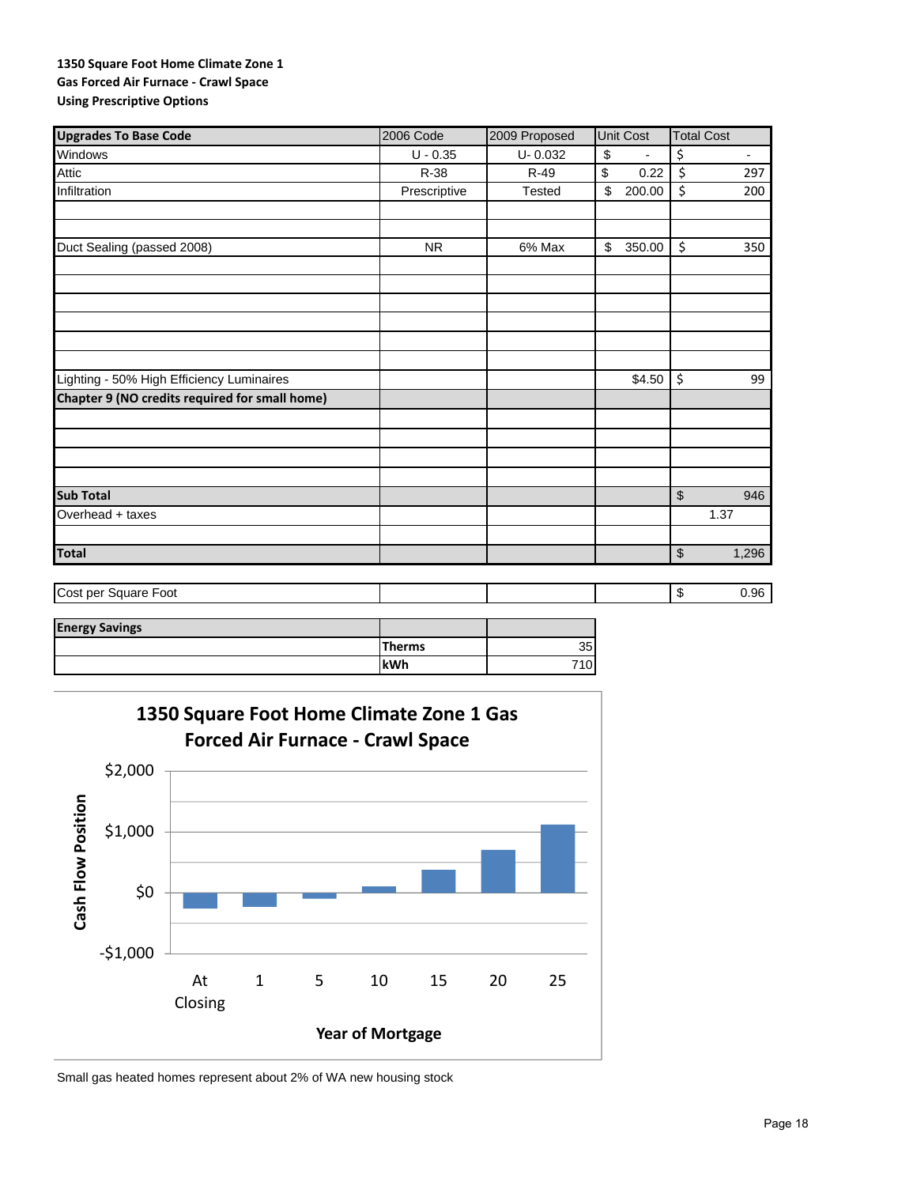**1350 Square Foot Home Climate Zone 1**
**Gas Forced Air Furnace - Crawl Space**
**Using Prescriptive Options**

| Upgrades To Base Code | 2006 Code | 2009 Proposed | Unit Cost | Total Cost |
|---|---|---|---|---|
| Windows | U - 0.35 | U- 0.032 | $ - | $ - |
| Attic | R-38 | R-49 | $ 0.22 | $ 297 |
| Infiltration | Prescriptive | Tested | $ 200.00 | $ 200 |
| | | | | |
| | | | | |
| Duct Sealing (passed 2008) | NR | 6% Max | $ 350.00 | $ 350 |
| | | | | |
| | | | | |
| | | | | |
| | | | | |
| | | | | |
| | | | | |
| Lighting - 50% High Efficiency Luminaires | | | $4.50 | $ 99 |
| **Chapter 9 (NO credits required for small home)** | | | | |
| | | | | |
| | | | | |
| | | | | |
| | | | | |
| **Sub Total** | | | | $ 946 |
| Overhead + taxes | | | | 1.37 |
| | | | | |
| **Total** | | | | $ 1,296 |
| | | | | |
| Cost per Square Foot | | | | $ 0.96 |

| Energy Savings | | |
|---|---|---|
| | **Therms** | 35 |
| | **kWh** | 710 |

**1350 Square Foot Home Climate Zone 1 Gas Forced Air Furnace - Crawl Space**

Cash Flow Position ($2,000 to -$1,000) by Year of Mortgage (At Closing, 1, 5, 10, 15, 20, 25)

Small gas heated homes represent about 2% of WA new housing stock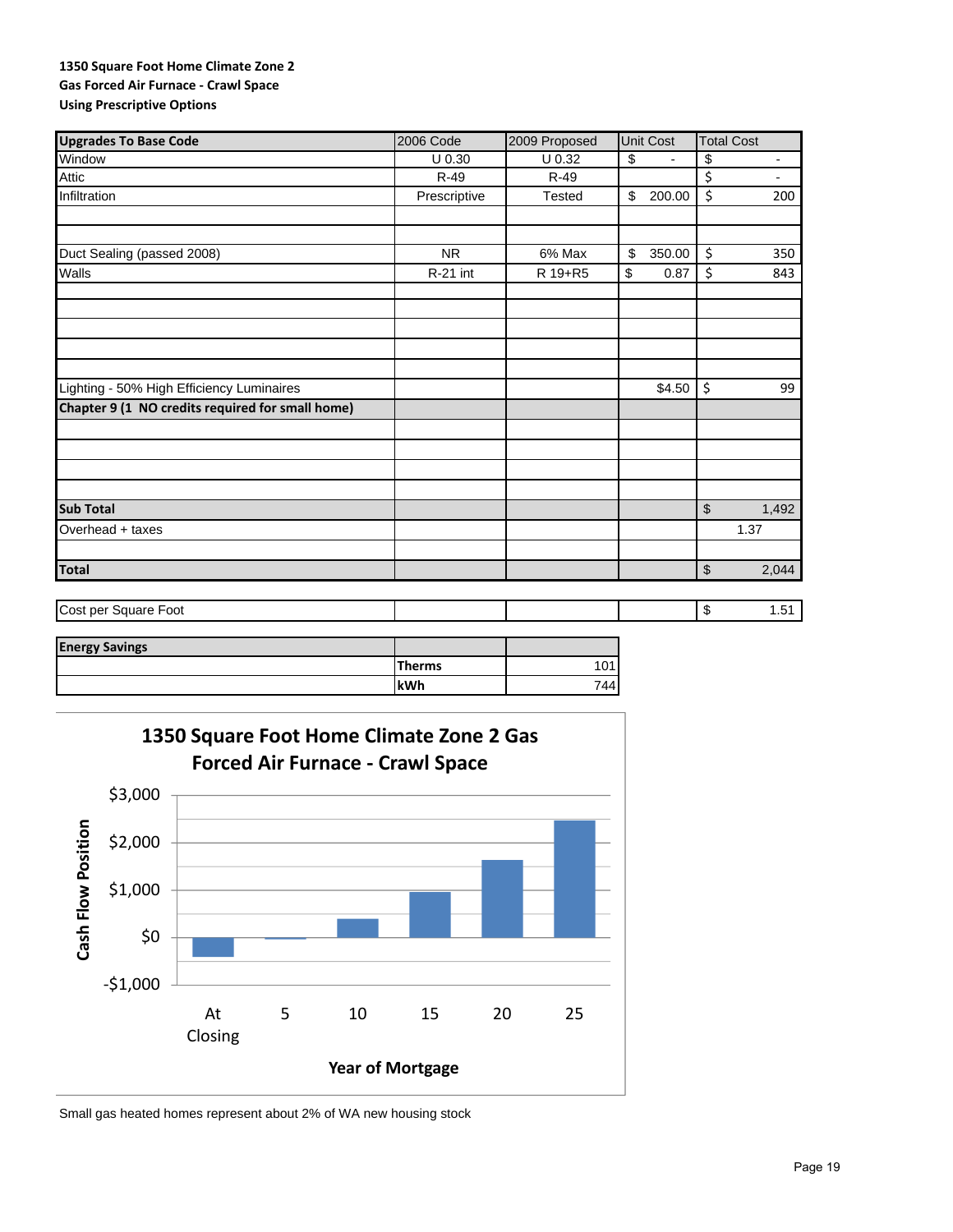**1350 Square Foot Home Climate Zone 2**
**Gas Forced Air Furnace - Crawl Space**
**Using Prescriptive Options**

| **Upgrades To Base Code** | 2006 Code | 2009 Proposed | Unit Cost | Total Cost |
|---|---|---|---|---|
| Window | U 0.30 | U 0.32 | $ - | $ - |
| Attic | R-49 | R-49 | | $ - |
| Infiltration | Prescriptive | Tested | $ 200.00 | $ 200 |
| | | | | |
| | | | | |
| Duct Sealing (passed 2008) | NR | 6% Max | $ 350.00 | $ 350 |
| Walls | R-21 int | R 19+R5 | $ 0.87 | $ 843 |
| | | | | |
| | | | | |
| | | | | |
| | | | | |
| | | | | |
| Lighting - 50% High Efficiency Luminaires | | | $4.50 | $ 99 |
| **Chapter 9 (1 NO credits required for small home)** | | | | |
| | | | | |
| | | | | |
| | | | | |
| | | | | |
| **Sub Total** | | | | $ 1,492 |
| Overhead + taxes | | | | 1.37 |
| | | | | |
| **Total** | | | | $ 2,044 |

| Cost per Square Foot | | | | $ 1.51 |
|---|---|---|---|---|

| **Energy Savings** | | |
|---|---|---|
| | **Therms** | 101 |
| | **kWh** | 744 |

**1350 Square Foot Home Climate Zone 2 Gas Forced Air Furnace - Crawl Space**

Small gas heated homes represent about 2% of WA new housing stock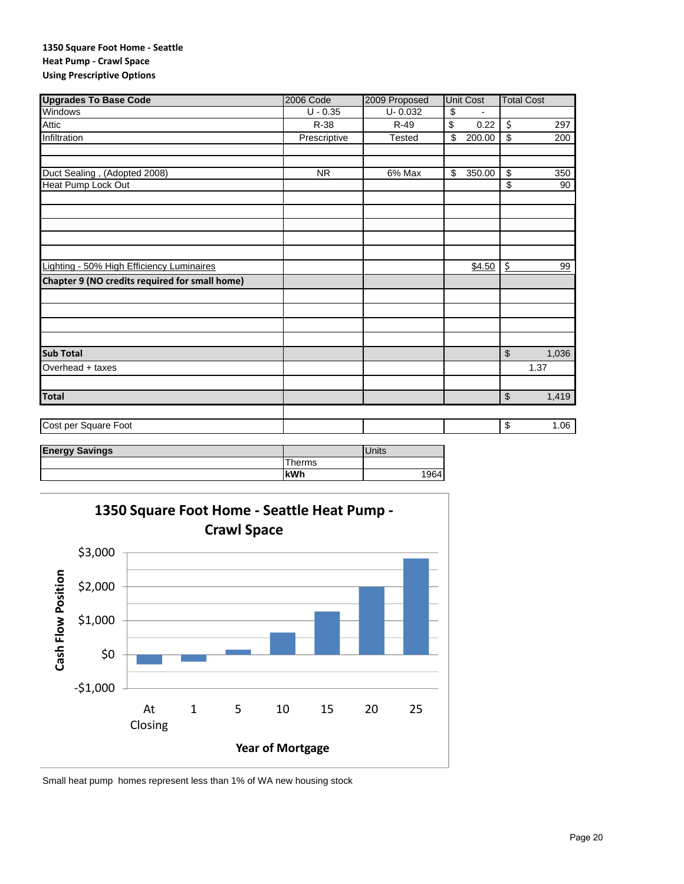**1350 Square Foot Home - Seattle**
**Heat Pump - Crawl Space**
**Using Prescriptive Options**

| Upgrades To Base Code | 2006 Code | 2009 Proposed | Unit Cost | Total Cost |
|---|---|---|---|---|
| Windows | U - 0.35 | U- 0.032 | $ - | |
| Attic | R-38 | R-49 | $ 0.22 | $ 297 |
| Infiltration | Prescriptive | Tested | $ 200.00 | $ 200 |
| | | | | |
| | | | | |
| Duct Sealing , (Adopted 2008) | NR | 6% Max | $ 350.00 | $ 350 |
| Heat Pump Lock Out | | | | $ 90 |
| | | | | |
| | | | | |
| | | | | |
| | | | | |
| | | | | |
| Lighting - 50% High Efficiency Luminaires | | | $4.50 | $ 99 |
| **Chapter 9 (NO credits required for small home)** | | | | |
| | | | | |
| | | | | |
| | | | | |
| | | | | |
| **Sub Total** | | | | $ 1,036 |
| Overhead + taxes | | | | 1.37 |
| | | | | |
| **Total** | | | | $ 1,419 |
| | | | | |
| Cost per Square Foot | | | | $ 1.06 |

| Energy Savings | | Units |
|---|---|---|
| | Therms | |
| | **kWh** | 1964 |

**1350 Square Foot Home - Seattle Heat Pump - Crawl Space**

(Chart: Cash Flow Position vs. Year of Mortgage — At Closing, 1, 5, 10, 15, 20, 25; axis from -$1,000 to $3,000)

Small heat pump homes represent less than 1% of WA new housing stock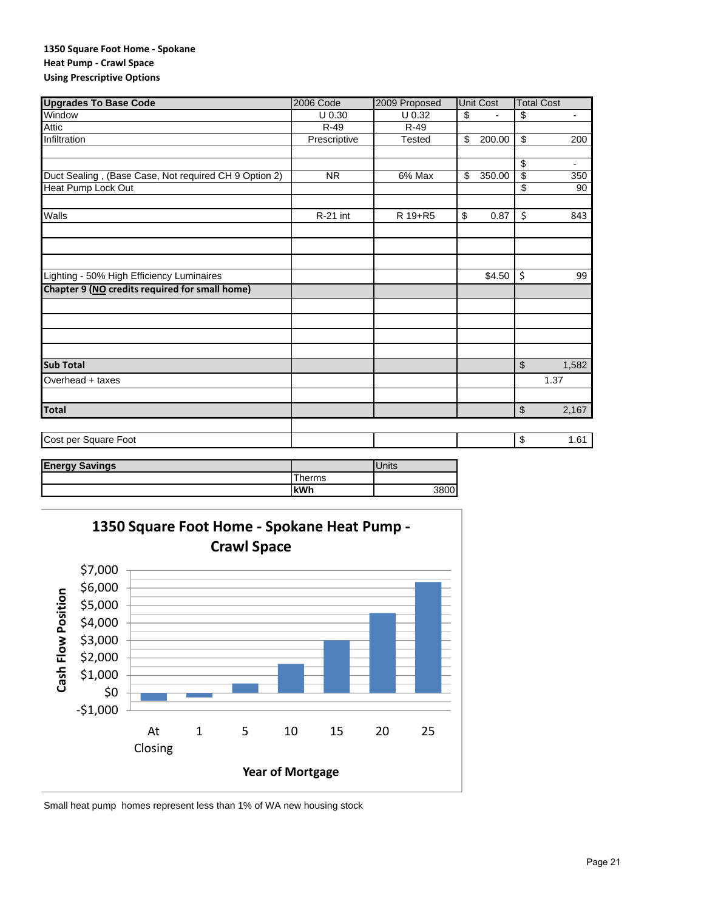**1350 Square Foot Home - Spokane**
**Heat Pump - Crawl Space**
**Using Prescriptive Options**

| Upgrades To Base Code | 2006 Code | 2009 Proposed | Unit Cost | Total Cost |
|---|---|---|---|---|
| Window | U 0.30 | U 0.32 | $ - | $ - |
| Attic | R-49 | R-49 | | |
| Infiltration | Prescriptive | Tested | $ 200.00 | $ 200 |
| | | | | |
| | | | | $ - |
| Duct Sealing , (Base Case, Not required CH 9 Option 2) | NR | 6% Max | $ 350.00 | $ 350 |
| Heat Pump Lock Out | | | | $ 90 |
| | | | | |
| Walls | R-21 int | R 19+R5 | $ 0.87 | $ 843 |
| | | | | |
| | | | | |
| | | | | |
| Lighting - 50% High Efficiency Luminaires | | | $4.50 | $ 99 |
| **Chapter 9 (NO credits required for small home)** | | | | |
| | | | | |
| | | | | |
| | | | | |
| | | | | |
| **Sub Total** | | | | $ 1,582 |
| Overhead + taxes | | | | 1.37 |
| | | | | |
| **Total** | | | | $ 2,167 |
| | | | | |
| Cost per Square Foot | | | | $ 1.61 |

| Energy Savings | | Units |
|---|---|---|
| | Therms | |
| | **kWh** | 3800 |

**1350 Square Foot Home - Spokane Heat Pump - Crawl Space**

| Year of Mortgage | At Closing | 1 | 5 | 10 | 15 | 20 | 25 |
|---|---|---|---|---|---|---|---|
| Cash Flow Position (approx.) | -$450 | -$250 | $500 | $1,650 | $3,000 | $4,550 | $6,300 |

Small heat pump homes represent less than 1% of WA new housing stock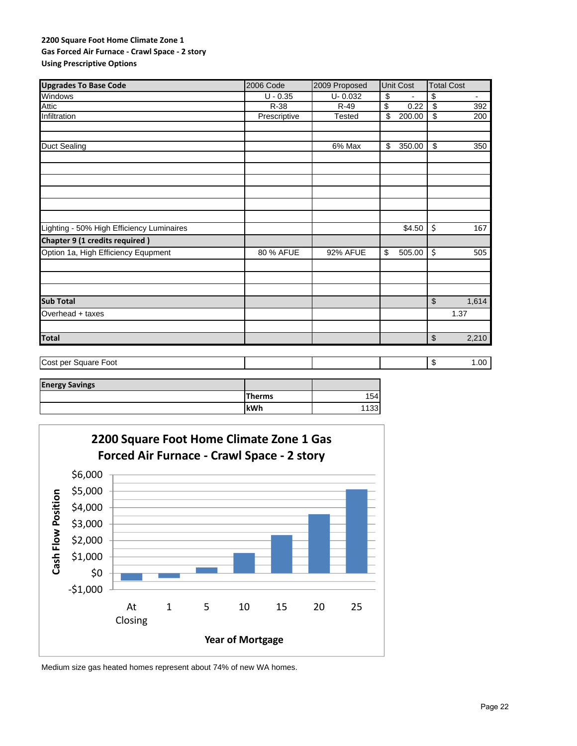**2200 Square Foot Home Climate Zone 1**
**Gas Forced Air Furnace - Crawl Space - 2 story**
**Using Prescriptive Options**

| Upgrades To Base Code | 2006 Code | 2009 Proposed | Unit Cost | Total Cost |
|---|---|---|---|---|
| Windows | U - 0.35 | U- 0.032 | $ - | $ - |
| Attic | R-38 | R-49 | $ 0.22 | $ 392 |
| Infiltration | Prescriptive | Tested | $ 200.00 | $ 200 |
| | | | | |
| | | | | |
| Duct Sealing | | 6% Max | $ 350.00 | $ 350 |
| | | | | |
| | | | | |
| | | | | |
| | | | | |
| | | | | |
| | | | | |
| Lighting - 50% High Efficiency Luminaires | | | $4.50 | $ 167 |
| **Chapter 9 (1 credits required )** | | | | |
| Option 1a, High Efficiency Equipment | 80 % AFUE | 92% AFUE | $ 505.00 | $ 505 |
| | | | | |
| | | | | |
| | | | | |
| **Sub Total** | | | | $ 1,614 |
| Overhead + taxes | | | | 1.37 |
| | | | | |
| **Total** | | | | $ 2,210 |

| Cost per Square Foot | | | | $ 1.00 |
|---|---|---|---|---|

| Energy Savings | | |
|---|---|---|
| | **Therms** | 154 |
| | **kWh** | 1133 |

**2200 Square Foot Home Climate Zone 1 Gas Forced Air Furnace - Crawl Space - 2 story**

Medium size gas heated homes represent about 74% of new WA homes.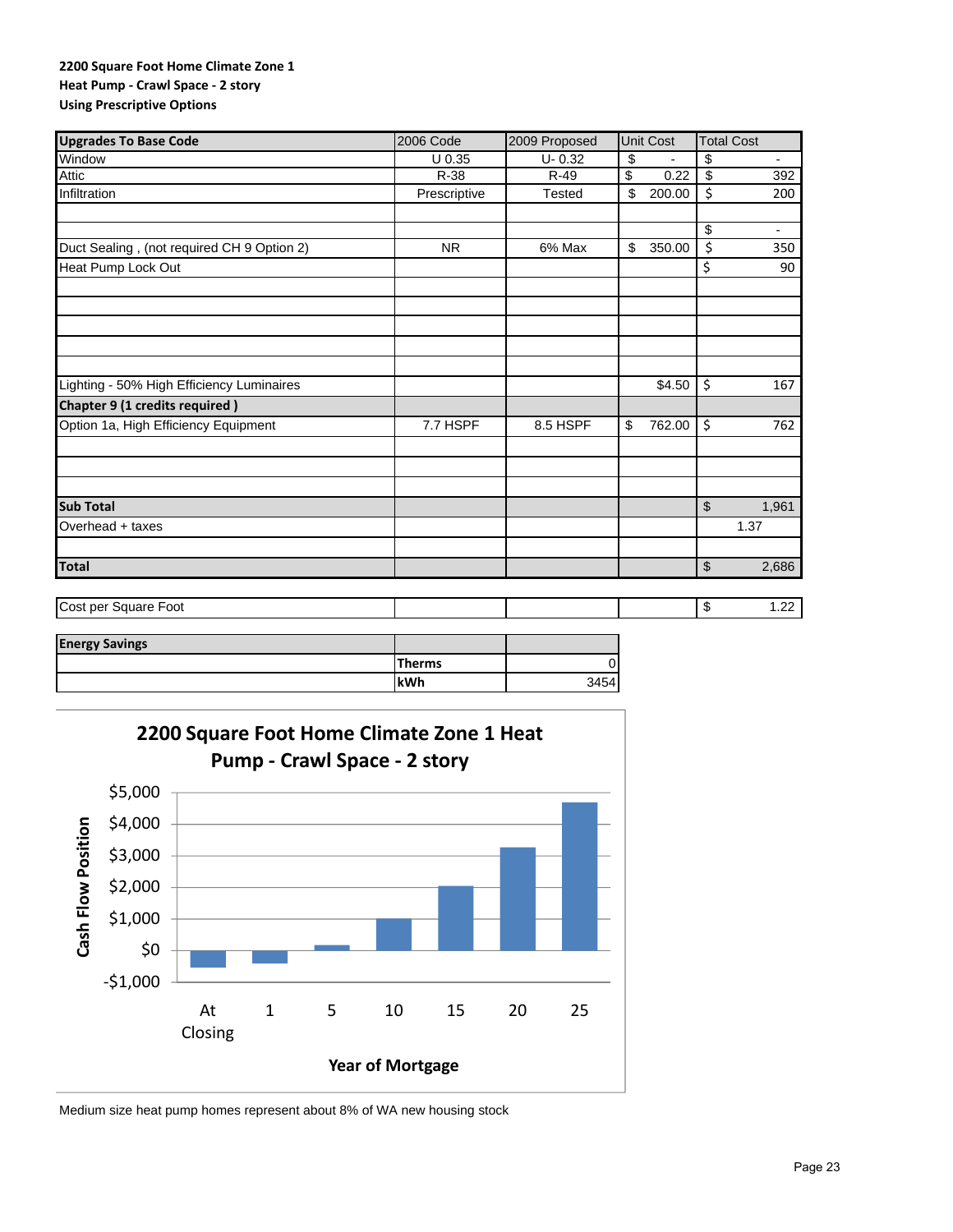**2200 Square Foot Home Climate Zone 1**
**Heat Pump - Crawl Space - 2 story**
**Using Prescriptive Options**

| Upgrades To Base Code | 2006 Code | 2009 Proposed | Unit Cost | Total Cost |
|---|---|---|---|---|
| Window | U 0.35 | U- 0.32 | $ - | $ - |
| Attic | R-38 | R-49 | $ 0.22 | $ 392 |
| Infiltration | Prescriptive | Tested | $ 200.00 | $ 200 |
| | | | | |
| | | | | $ - |
| Duct Sealing , (not required CH 9 Option 2) | NR | 6% Max | $ 350.00 | $ 350 |
| Heat Pump Lock Out | | | | $ 90 |
| | | | | |
| | | | | |
| | | | | |
| | | | | |
| | | | | |
| Lighting - 50% High Efficiency Luminaires | | | $4.50 | $ 167 |
| **Chapter 9 (1 credits required )** | | | | |
| Option 1a, High Efficiency Equipment | 7.7 HSPF | 8.5 HSPF | $ 762.00 | $ 762 |
| | | | | |
| | | | | |
| | | | | |
| **Sub Total** | | | | $ 1,961 |
| Overhead + taxes | | | | 1.37 |
| | | | | |
| **Total** | | | | $ 2,686 |

| Cost per Square Foot | | | | $ 1.22 |
|---|---|---|---|---|

| Energy Savings | | |
|---|---|---|
| | **Therms** | 0 |
| | **kWh** | 3454 |

**2200 Square Foot Home Climate Zone 1 Heat Pump - Crawl Space - 2 story**

| Year of Mortgage | At Closing | 1 | 5 | 10 | 15 | 20 | 25 |
|---|---|---|---|---|---|---|---|
| Cash Flow Position (approx.) | -$500 | -$400 | $150 | $1,000 | $2,050 | $3,250 | $4,700 |

Medium size heat pump homes represent about 8% of WA new housing stock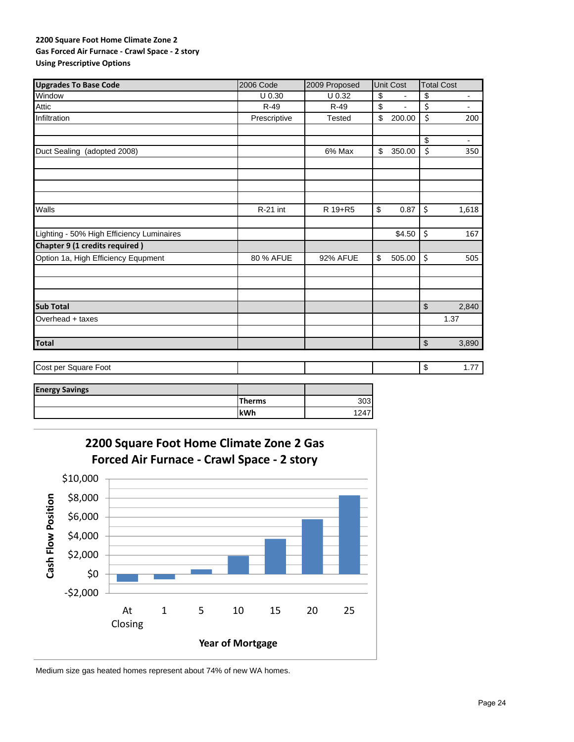**2200 Square Foot Home Climate Zone 2**
**Gas Forced Air Furnace - Crawl Space - 2 story**
**Using Prescriptive Options**

| **Upgrades To Base Code** | 2006 Code | 2009 Proposed | Unit Cost | Total Cost |
|---|---|---|---|---|
| Window | U 0.30 | U 0.32 | $ - | $ - |
| Attic | R-49 | R-49 | $ - | $ - |
| Infiltration | Prescriptive | Tested | $ 200.00 | $ 200 |
| | | | | |
| | | | | $ - |
| Duct Sealing (adopted 2008) | | 6% Max | $ 350.00 | $ 350 |
| | | | | |
| | | | | |
| | | | | |
| | | | | |
| Walls | R-21 int | R 19+R5 | $ 0.87 | $ 1,618 |
| | | | | |
| Lighting - 50% High Efficiency Luminaires | | | $4.50 | $ 167 |
| **Chapter 9 (1 credits required )** | | | | |
| Option 1a, High Efficiency Equpment | 80 % AFUE | 92% AFUE | $ 505.00 | $ 505 |
| | | | | |
| | | | | |
| | | | | |
| **Sub Total** | | | | $ 2,840 |
| Overhead + taxes | | | | 1.37 |
| | | | | |
| **Total** | | | | $ 3,890 |

| Cost per Square Foot | | | | $ 1.77 |
|---|---|---|---|---|

| **Energy Savings** | | |
|---|---|---|
| | **Therms** | 303 |
| | **kWh** | 1247 |

**2200 Square Foot Home Climate Zone 2 Gas Forced Air Furnace - Crawl Space - 2 story**

Medium size gas heated homes represent about 74% of new WA homes.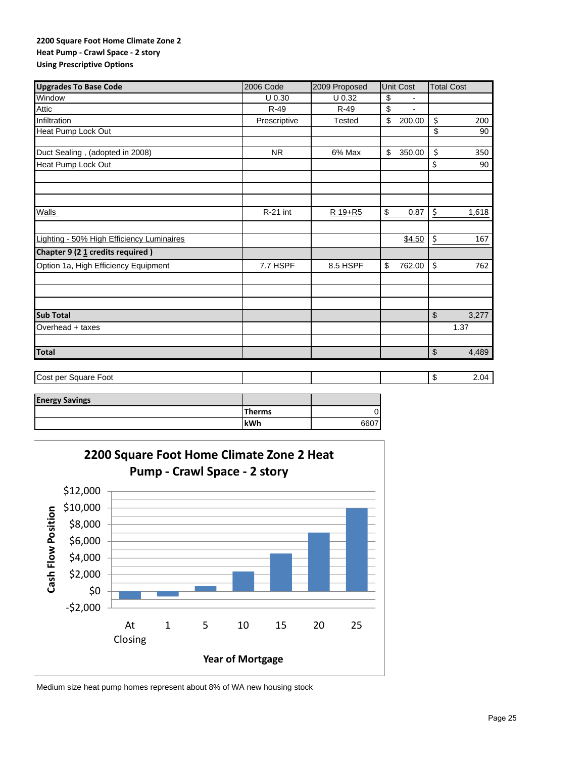**2200 Square Foot Home Climate Zone 2**
**Heat Pump - Crawl Space - 2 story**
**Using Prescriptive Options**

| **Upgrades To Base Code** | 2006 Code | 2009 Proposed | Unit Cost | Total Cost |
|---|---|---|---|---|
| Window | U 0.30 | U 0.32 | $ - | |
| Attic | R-49 | R-49 | $ - | |
| Infiltration | Prescriptive | Tested | $ 200.00 | $ 200 |
| Heat Pump Lock Out | | | | $ 90 |
| | | | | |
| Duct Sealing , (adopted in 2008) | NR | 6% Max | $ 350.00 | $ 350 |
| Heat Pump Lock Out | | | | $ 90 |
| | | | | |
| | | | | |
| | | | | |
| Walls | R-21 int | R 19+R5 | $ 0.87 | $ 1,618 |
| | | | | |
| Lighting - 50% High Efficiency Luminaires | | | $4.50 | $ 167 |
| **Chapter 9 (2 1 credits required )** | | | | |
| Option 1a, High Efficiency Equipment | 7.7 HSPF | 8.5 HSPF | $ 762.00 | $ 762 |
| | | | | |
| | | | | |
| | | | | |
| **Sub Total** | | | | $ 3,277 |
| Overhead + taxes | | | | 1.37 |
| | | | | |
| **Total** | | | | $ 4,489 |

| Cost per Square Foot | | | | $ 2.04 |
|---|---|---|---|---|

| **Energy Savings** | | |
|---|---|---|
| | **Therms** | 0 |
| | **kWh** | 6607 |

**2200 Square Foot Home Climate Zone 2 Heat Pump - Crawl Space - 2 story**

Medium size heat pump homes represent about 8% of WA new housing stock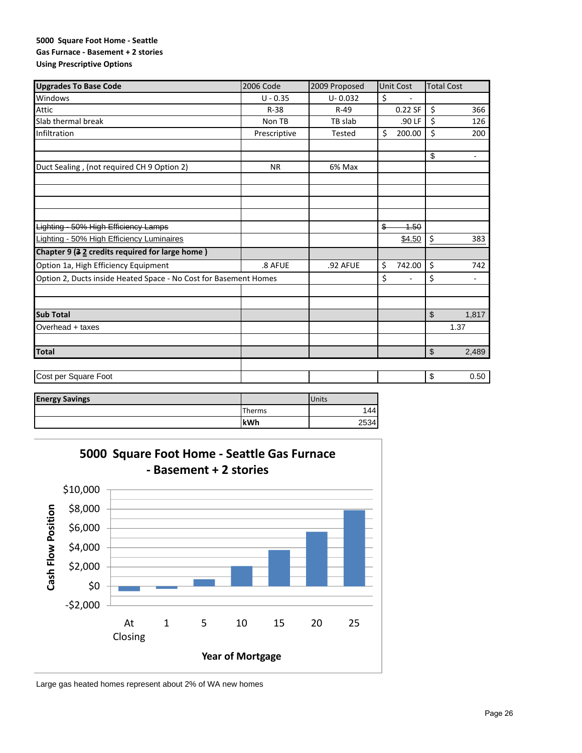**5000 Square Foot Home - Seattle**
**Gas Furnace - Basement + 2 stories**
**Using Prescriptive Options**

| **Upgrades To Base Code** | 2006 Code | 2009 Proposed | Unit Cost | Total Cost |
|---|---|---|---|---|
| Windows | U - 0.35 | U- 0.032 | $ - | |
| Attic | R-38 | R-49 | 0.22 SF | $ 366 |
| Slab thermal break | Non TB | TB slab | .90 LF | $ 126 |
| Infiltration | Prescriptive | Tested | $ 200.00 | $ 200 |
| | | | | |
| | | | | $ - |
| Duct Sealing , (not required CH 9 Option 2) | NR | 6% Max | | |
| | | | | |
| | | | | |
| | | | | |
| | | | | |
| ~~Lighting - 50% High Efficiency Lamps~~ | | | ~~$ 1.50~~ | |
| Lighting - 50% High Efficiency Luminaires | | | $4.50 | $ 383 |
| **Chapter 9 (~~3~~ 2 credits required for large home )** | | | | |
| Option 1a, High Efficiency Equipment | .8 AFUE | .92 AFUE | $ 742.00 | $ 742 |
| Option 2, Ducts inside Heated Space - No Cost for Basement Homes | | | $ - | $ - |
| | | | | |
| | | | | |
| **Sub Total** | | | | $ 1,817 |
| Overhead + taxes | | | | 1.37 |
| | | | | |
| **Total** | | | | $ 2,489 |
| | | | | |
| Cost per Square Foot | | | | $ 0.50 |

| **Energy Savings** | | Units |
|---|---|---|
| | Therms | 144 |
| | **kWh** | 2534 |

**5000 Square Foot Home - Seattle Gas Furnace - Basement + 2 stories**

| Year of Mortgage | At Closing | 1 | 5 | 10 | 15 | 20 | 25 |
|---|---|---|---|---|---|---|---|
| Cash Flow Position (approx.) | -$500 | -$250 | $700 | $2,100 | $3,750 | $5,650 | $7,900 |

Large gas heated homes represent about 2% of WA new homes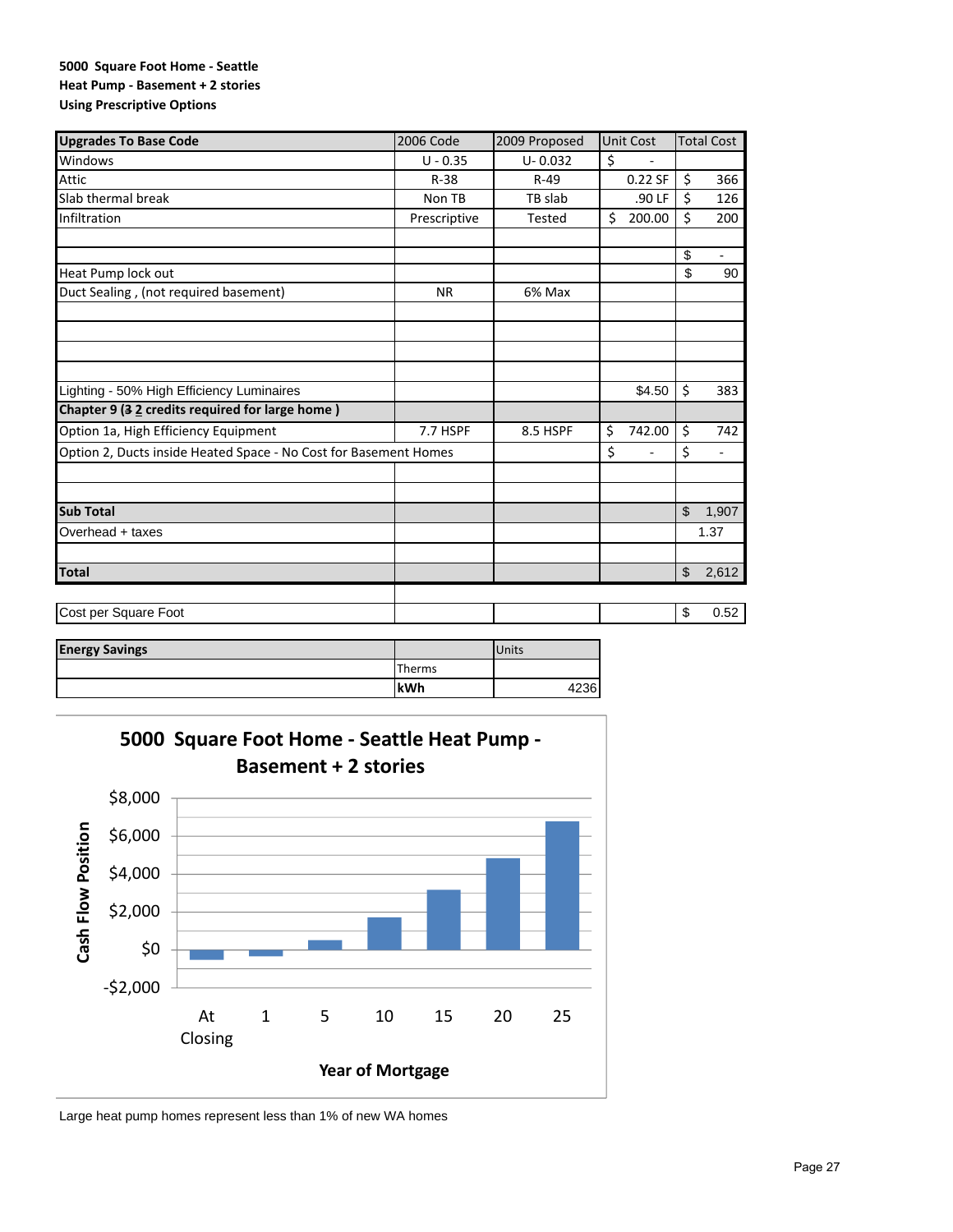**5000 Square Foot Home - Seattle**
**Heat Pump - Basement + 2 stories**
**Using Prescriptive Options**

| **Upgrades To Base Code** | 2006 Code | 2009 Proposed | Unit Cost | Total Cost |
|---|---|---|---|---|
| Windows | U - 0.35 | U- 0.032 | $ - | |
| Attic | R-38 | R-49 | 0.22 SF | $ 366 |
| Slab thermal break | Non TB | TB slab | .90 LF | $ 126 |
| Infiltration | Prescriptive | Tested | $ 200.00 | $ 200 |
| | | | | |
| | | | | $ - |
| Heat Pump lock out | | | | $ 90 |
| Duct Sealing , (not required basement) | NR | 6% Max | | |
| | | | | |
| | | | | |
| | | | | |
| | | | | |
| Lighting - 50% High Efficiency Luminaires | | | $4.50 | $ 383 |
| **Chapter 9 (~~3~~ 2 credits required for large home )** | | | | |
| Option 1a, High Efficiency Equipment | 7.7 HSPF | 8.5 HSPF | $ 742.00 | $ 742 |
| Option 2, Ducts inside Heated Space - No Cost for Basement Homes | | | $ - | $ - |
| | | | | |
| | | | | |
| **Sub Total** | | | | $ 1,907 |
| Overhead + taxes | | | | 1.37 |
| | | | | |
| **Total** | | | | $ 2,612 |
| | | | | |
| Cost per Square Foot | | | | $ 0.52 |

| **Energy Savings** | | Units |
|---|---|---|
| | Therms | |
| | **kWh** | 4236 |

**5000 Square Foot Home - Seattle Heat Pump - Basement + 2 stories**

Cash Flow Position by Year of Mortgage (At Closing, 1, 5, 10, 15, 20, 25)

Large heat pump homes represent less than 1% of new WA homes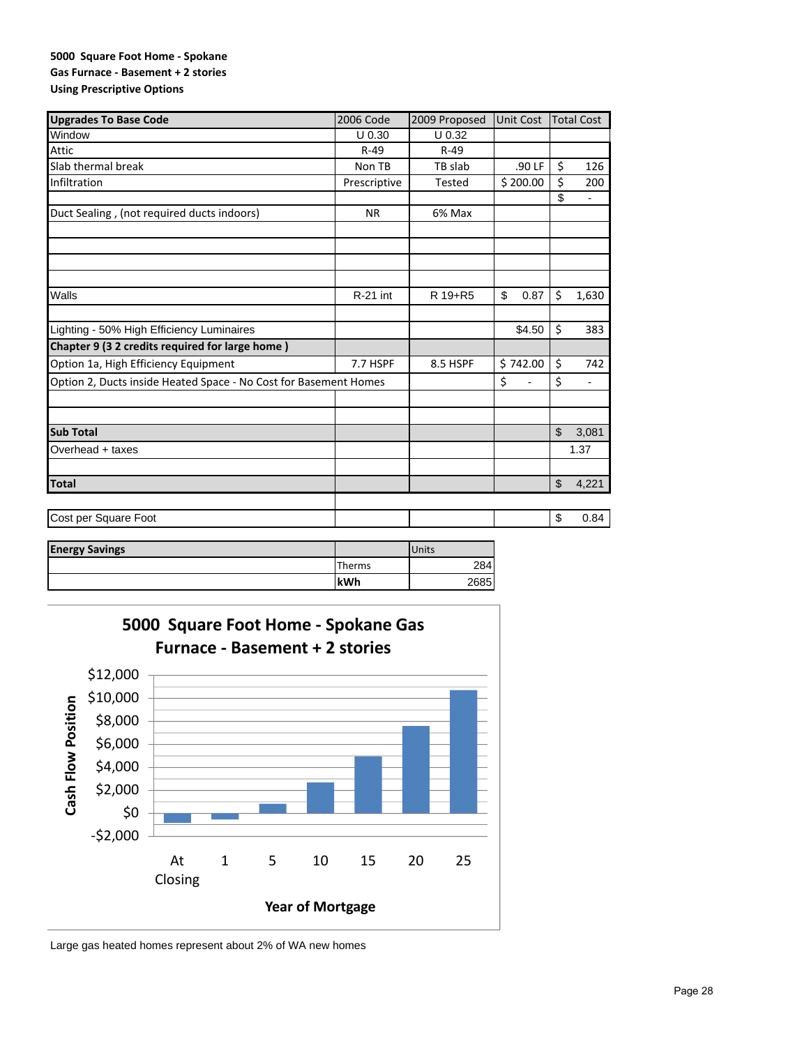**5000 Square Foot Home - Spokane**
**Gas Furnace - Basement + 2 stories**
**Using Prescriptive Options**

| Upgrades To Base Code | 2006 Code | 2009 Proposed | Unit Cost | Total Cost |
|---|---|---|---|---|
| Window | U 0.30 | U 0.32 | | |
| Attic | R-49 | R-49 | | |
| Slab thermal break | Non TB | TB slab | .90 LF | $ 126 |
| Infiltration | Prescriptive | Tested | $ 200.00 | $ 200 |
| | | | | $ - |
| Duct Sealing , (not required ducts indoors) | NR | 6% Max | | |
| | | | | |
| | | | | |
| | | | | |
| | | | | |
| Walls | R-21 int | R 19+R5 | $ 0.87 | $ 1,630 |
| | | | | |
| Lighting - 50% High Efficiency Luminaires | | | $4.50 | $ 383 |
| **Chapter 9 (3 2 credits required for large home )** | | | | |
| Option 1a, High Efficiency Equipment | 7.7 HSPF | 8.5 HSPF | $ 742.00 | $ 742 |
| Option 2, Ducts inside Heated Space - No Cost for Basement Homes | | | $ - | $ - |
| | | | | |
| | | | | |
| **Sub Total** | | | | $ 3,081 |
| Overhead + taxes | | | | 1.37 |
| | | | | |
| **Total** | | | | $ 4,221 |
| | | | | |
| Cost per Square Foot | | | | $ 0.84 |

| Energy Savings | | Units |
|---|---|---|
| | Therms | 284 |
| | **kWh** | 2685 |

**5000 Square Foot Home - Spokane Gas Furnace - Basement + 2 stories**

Cash Flow Position by Year of Mortgage (At Closing, 1, 5, 10, 15, 20, 25)

Large gas heated homes represent about 2% of WA new homes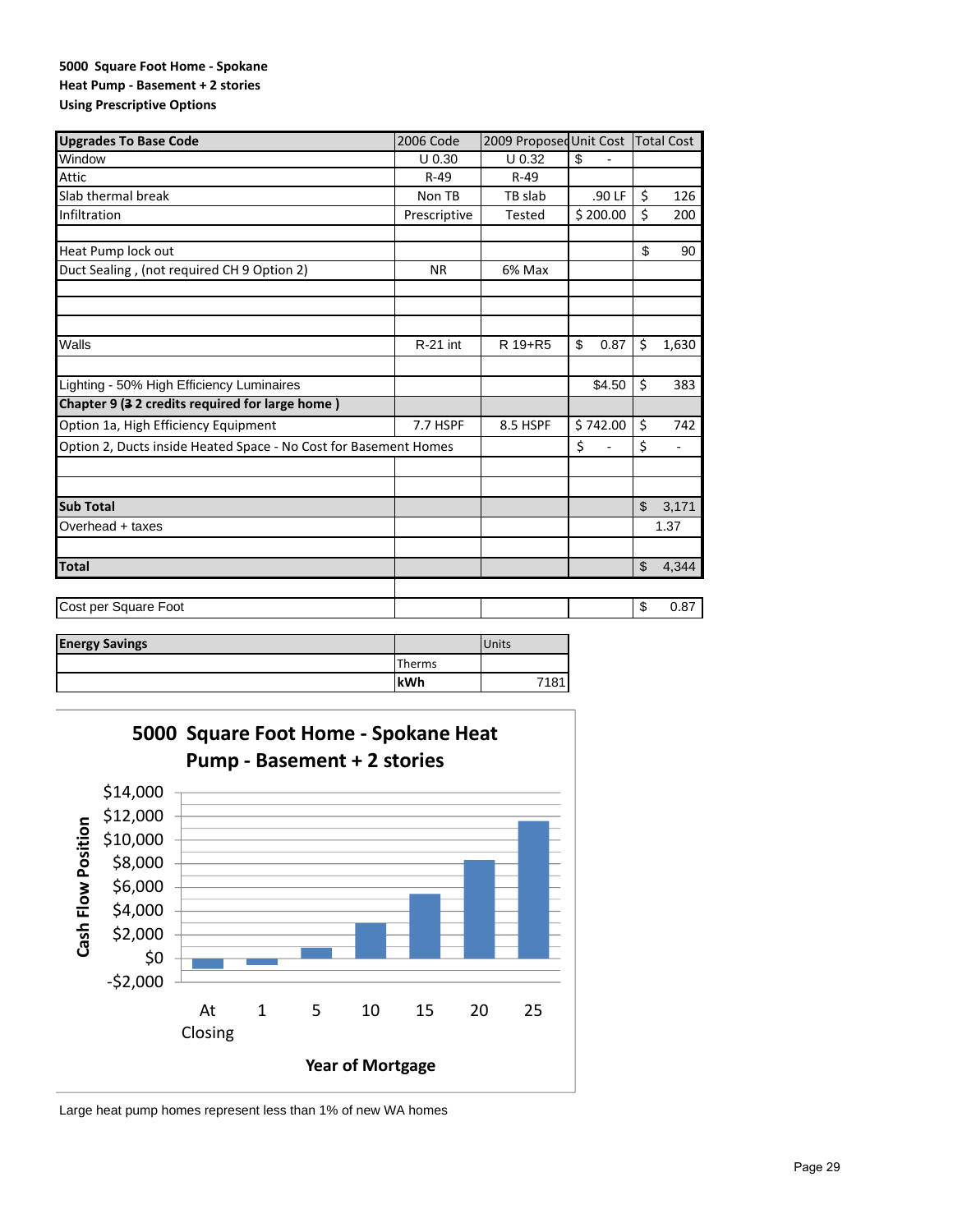**5000 Square Foot Home - Spokane**
**Heat Pump - Basement + 2 stories**
**Using Prescriptive Options**

| **Upgrades To Base Code** | 2006 Code | 2009 Proposed | Unit Cost | Total Cost |
|---|---|---|---|---|
| Window | U 0.30 | U 0.32 | $ - | |
| Attic | R-49 | R-49 | | |
| Slab thermal break | Non TB | TB slab | .90 LF | $ 126 |
| Infiltration | Prescriptive | Tested | $ 200.00 | $ 200 |
| | | | | |
| Heat Pump lock out | | | | $ 90 |
| Duct Sealing , (not required CH 9 Option 2) | NR | 6% Max | | |
| | | | | |
| | | | | |
| | | | | |
| Walls | R-21 int | R 19+R5 | $ 0.87 | $ 1,630 |
| | | | | |
| Lighting - 50% High Efficiency Luminaires | | | $4.50 | $ 383 |
| **Chapter 9 (~~3~~ 2 credits required for large home )** | | | | |
| Option 1a, High Efficiency Equipment | 7.7 HSPF | 8.5 HSPF | $ 742.00 | $ 742 |
| Option 2, Ducts inside Heated Space - No Cost for Basement Homes | | | $ - | $ - |
| | | | | |
| | | | | |
| **Sub Total** | | | | $ 3,171 |
| Overhead + taxes | | | | 1.37 |
| | | | | |
| **Total** | | | | $ 4,344 |
| | | | | |
| Cost per Square Foot | | | | $ 0.87 |

| **Energy Savings** | | Units |
|---|---|---|
| | Therms | |
| | **kWh** | 7181 |

5000 Square Foot Home - Spokane Heat Pump - Basement + 2 stories

Cash Flow Position

$14,000
$12,000
$10,000
$8,000
$6,000
$4,000
$2,000
$0
-$2,000

At Closing
1
5
10
15
20
25

Year of Mortgage

Large heat pump homes represent less than 1% of new WA homes